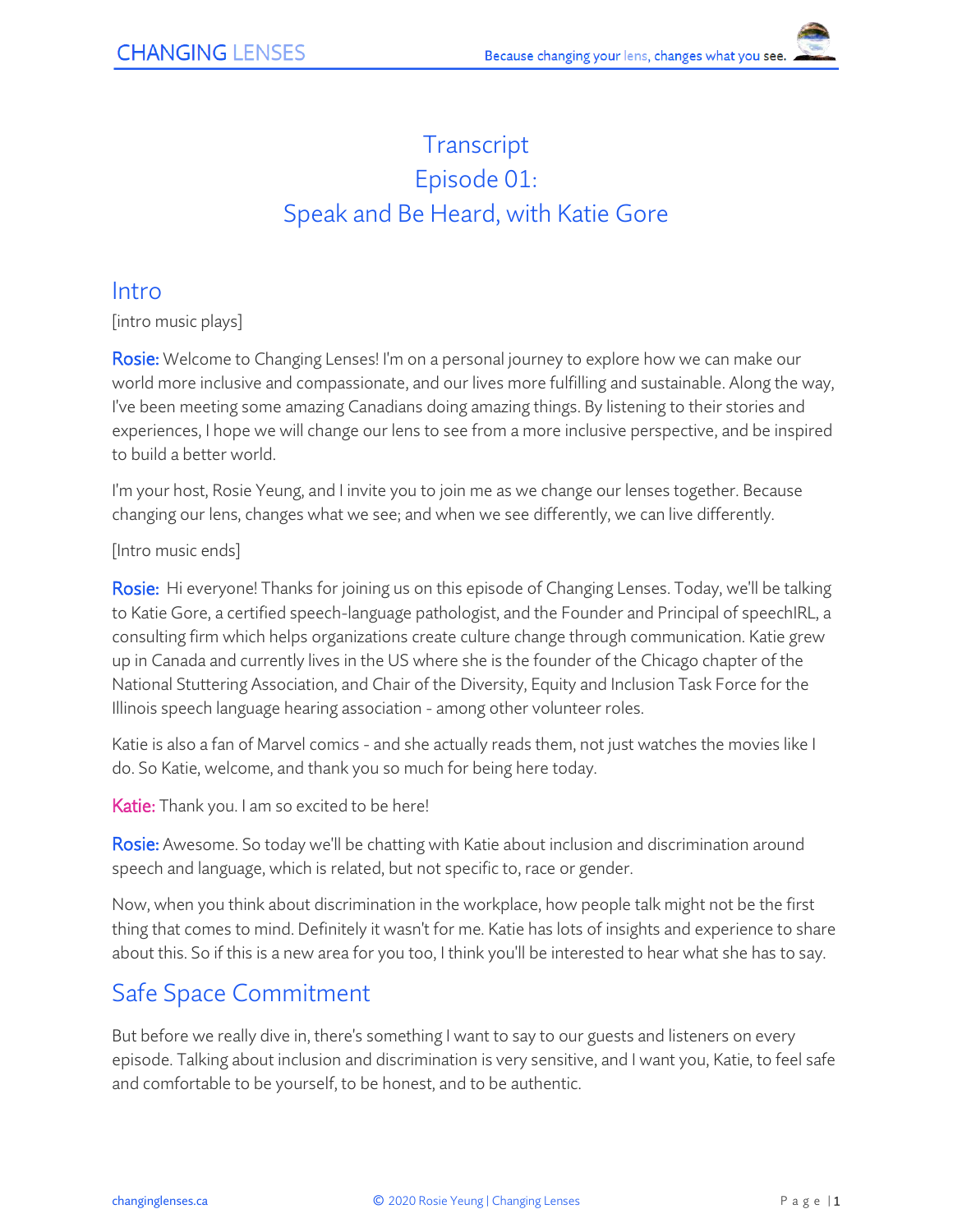# Transcript
# Episode 01:
# Speak and Be Heard, with Katie Gore

## Intro

[intro music plays]

**Rosie:** Welcome to Changing Lenses! I'm on a personal journey to explore how we can make our world more inclusive and compassionate, and our lives more fulfilling and sustainable. Along the way, I've been meeting some amazing Canadians doing amazing things. By listening to their stories and experiences, I hope we will change our lens to see from a more inclusive perspective, and be inspired to build a better world.

I'm your host, Rosie Yeung, and I invite you to join me as we change our lenses together. Because changing our lens, changes what we see; and when we see differently, we can live differently.

[Intro music ends]

**Rosie:** Hi everyone! Thanks for joining us on this episode of Changing Lenses. Today, we'll be talking to Katie Gore, a certified speech-language pathologist, and the Founder and Principal of speechIRL, a consulting firm which helps organizations create culture change through communication. Katie grew up in Canada and currently lives in the US where she is the founder of the Chicago chapter of the National Stuttering Association, and Chair of the Diversity, Equity and Inclusion Task Force for the Illinois speech language hearing association - among other volunteer roles.

Katie is also a fan of Marvel comics - and she actually reads them, not just watches the movies like I do. So Katie, welcome, and thank you so much for being here today.

**Katie:** Thank you. I am so excited to be here!

**Rosie:** Awesome. So today we'll be chatting with Katie about inclusion and discrimination around speech and language, which is related, but not specific to, race or gender.

Now, when you think about discrimination in the workplace, how people talk might not be the first thing that comes to mind. Definitely it wasn't for me. Katie has lots of insights and experience to share about this. So if this is a new area for you too, I think you'll be interested to hear what she has to say.

## Safe Space Commitment

But before we really dive in, there's something I want to say to our guests and listeners on every episode. Talking about inclusion and discrimination is very sensitive, and I want you, Katie, to feel safe and comfortable to be yourself, to be honest, and to be authentic.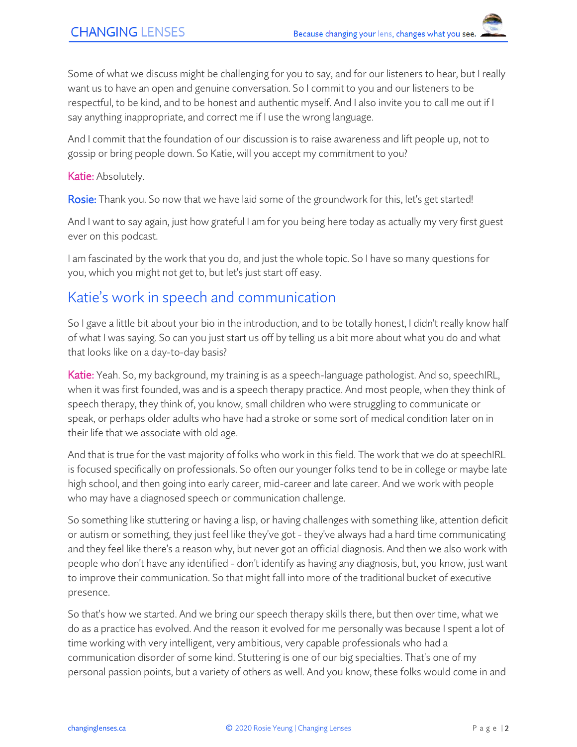Some of what we discuss might be challenging for you to say, and for our listeners to hear, but I really want us to have an open and genuine conversation. So I commit to you and our listeners to be respectful, to be kind, and to be honest and authentic myself. And I also invite you to call me out if I say anything inappropriate, and correct me if I use the wrong language.

And I commit that the foundation of our discussion is to raise awareness and lift people up, not to gossip or bring people down. So Katie, will you accept my commitment to you?

**Katie:** Absolutely.

**Rosie:** Thank you. So now that we have laid some of the groundwork for this, let's get started!

And I want to say again, just how grateful I am for you being here today as actually my very first guest ever on this podcast.

I am fascinated by the work that you do, and just the whole topic. So I have so many questions for you, which you might not get to, but let's just start off easy.

## Katie's work in speech and communication

So I gave a little bit about your bio in the introduction, and to be totally honest, I didn't really know half of what I was saying. So can you just start us off by telling us a bit more about what you do and what that looks like on a day-to-day basis?

**Katie:** Yeah. So, my background, my training is as a speech-language pathologist. And so, speechIRL, when it was first founded, was and is a speech therapy practice. And most people, when they think of speech therapy, they think of, you know, small children who were struggling to communicate or speak, or perhaps older adults who have had a stroke or some sort of medical condition later on in their life that we associate with old age.

And that is true for the vast majority of folks who work in this field. The work that we do at speechIRL is focused specifically on professionals. So often our younger folks tend to be in college or maybe late high school, and then going into early career, mid-career and late career. And we work with people who may have a diagnosed speech or communication challenge.

So something like stuttering or having a lisp, or having challenges with something like, attention deficit or autism or something, they just feel like they've got - they've always had a hard time communicating and they feel like there's a reason why, but never got an official diagnosis. And then we also work with people who don't have any identified - don't identify as having any diagnosis, but, you know, just want to improve their communication. So that might fall into more of the traditional bucket of executive presence.

So that's how we started. And we bring our speech therapy skills there, but then over time, what we do as a practice has evolved. And the reason it evolved for me personally was because I spent a lot of time working with very intelligent, very ambitious, very capable professionals who had a communication disorder of some kind. Stuttering is one of our big specialties. That's one of my personal passion points, but a variety of others as well. And you know, these folks would come in and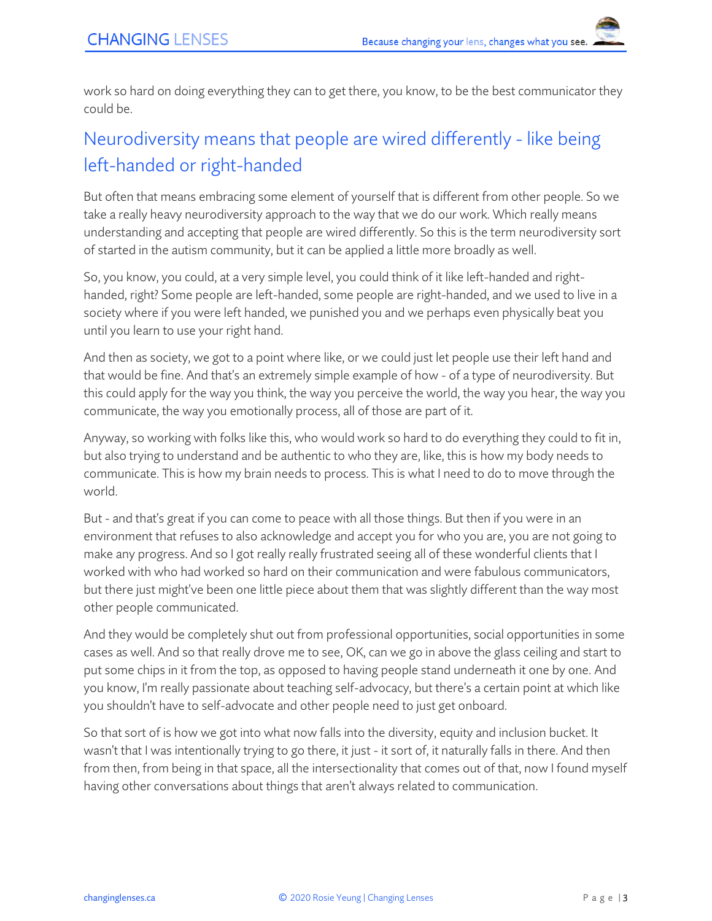work so hard on doing everything they can to get there, you know, to be the best communicator they could be.

## Neurodiversity means that people are wired differently - like being left-handed or right-handed

But often that means embracing some element of yourself that is different from other people. So we take a really heavy neurodiversity approach to the way that we do our work. Which really means understanding and accepting that people are wired differently. So this is the term neurodiversity sort of started in the autism community, but it can be applied a little more broadly as well.

So, you know, you could, at a very simple level, you could think of it like left-handed and right-handed, right? Some people are left-handed, some people are right-handed, and we used to live in a society where if you were left handed, we punished you and we perhaps even physically beat you until you learn to use your right hand.

And then as society, we got to a point where like, or we could just let people use their left hand and that would be fine. And that's an extremely simple example of how - of a type of neurodiversity. But this could apply for the way you think, the way you perceive the world, the way you hear, the way you communicate, the way you emotionally process, all of those are part of it.

Anyway, so working with folks like this, who would work so hard to do everything they could to fit in, but also trying to understand and be authentic to who they are, like, this is how my body needs to communicate. This is how my brain needs to process. This is what I need to do to move through the world.

But - and that's great if you can come to peace with all those things. But then if you were in an environment that refuses to also acknowledge and accept you for who you are, you are not going to make any progress. And so I got really really frustrated seeing all of these wonderful clients that I worked with who had worked so hard on their communication and were fabulous communicators, but there just might've been one little piece about them that was slightly different than the way most other people communicated.

And they would be completely shut out from professional opportunities, social opportunities in some cases as well. And so that really drove me to see, OK, can we go in above the glass ceiling and start to put some chips in it from the top, as opposed to having people stand underneath it one by one. And you know, I'm really passionate about teaching self-advocacy, but there's a certain point at which like you shouldn't have to self-advocate and other people need to just get onboard.

So that sort of is how we got into what now falls into the diversity, equity and inclusion bucket. It wasn't that I was intentionally trying to go there, it just - it sort of, it naturally falls in there. And then from then, from being in that space, all the intersectionality that comes out of that, now I found myself having other conversations about things that aren't always related to communication.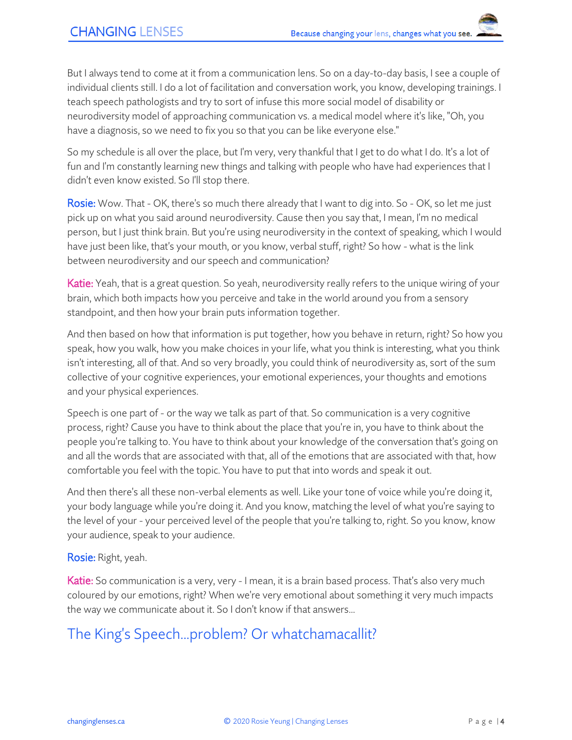But I always tend to come at it from a communication lens. So on a day-to-day basis, I see a couple of individual clients still. I do a lot of facilitation and conversation work, you know, developing trainings. I teach speech pathologists and try to sort of infuse this more social model of disability or neurodiversity model of approaching communication vs. a medical model where it's like, "Oh, you have a diagnosis, so we need to fix you so that you can be like everyone else."

So my schedule is all over the place, but I'm very, very thankful that I get to do what I do. It's a lot of fun and I'm constantly learning new things and talking with people who have had experiences that I didn't even know existed. So I'll stop there.

**Rosie:** Wow. That - OK, there's so much there already that I want to dig into. So - OK, so let me just pick up on what you said around neurodiversity. Cause then you say that, I mean, I'm no medical person, but I just think brain. But you're using neurodiversity in the context of speaking, which I would have just been like, that's your mouth, or you know, verbal stuff, right? So how - what is the link between neurodiversity and our speech and communication?

**Katie:** Yeah, that is a great question. So yeah, neurodiversity really refers to the unique wiring of your brain, which both impacts how you perceive and take in the world around you from a sensory standpoint, and then how your brain puts information together.

And then based on how that information is put together, how you behave in return, right? So how you speak, how you walk, how you make choices in your life, what you think is interesting, what you think isn't interesting, all of that. And so very broadly, you could think of neurodiversity as, sort of the sum collective of your cognitive experiences, your emotional experiences, your thoughts and emotions and your physical experiences.

Speech is one part of - or the way we talk as part of that. So communication is a very cognitive process, right? Cause you have to think about the place that you're in, you have to think about the people you're talking to. You have to think about your knowledge of the conversation that's going on and all the words that are associated with that, all of the emotions that are associated with that, how comfortable you feel with the topic. You have to put that into words and speak it out.

And then there's all these non-verbal elements as well. Like your tone of voice while you're doing it, your body language while you're doing it. And you know, matching the level of what you're saying to the level of your - your perceived level of the people that you're talking to, right. So you know, know your audience, speak to your audience.

**Rosie:** Right, yeah.

**Katie:** So communication is a very, very - I mean, it is a brain based process. That's also very much coloured by our emotions, right? When we're very emotional about something it very much impacts the way we communicate about it. So I don't know if that answers...

## The King's Speech...problem? Or whatchamacallit?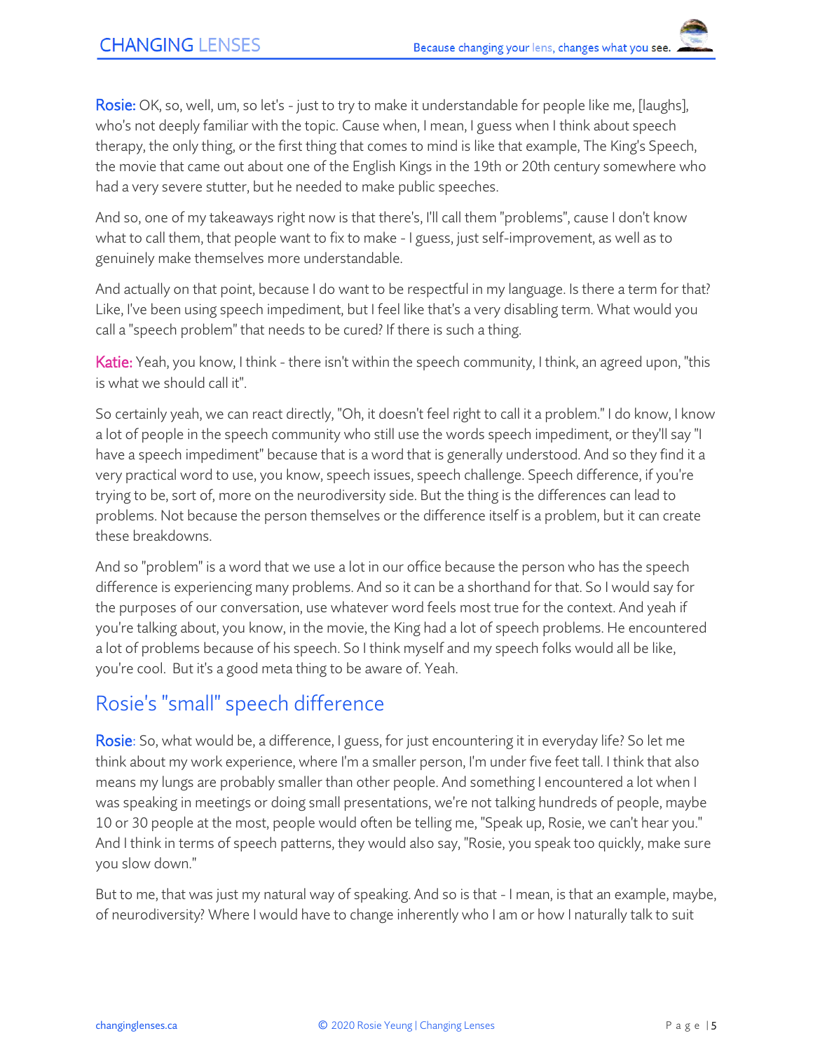**Rosie:** OK, so, well, um, so let's - just to try to make it understandable for people like me, [laughs], who's not deeply familiar with the topic. Cause when, I mean, I guess when I think about speech therapy, the only thing, or the first thing that comes to mind is like that example, The King's Speech, the movie that came out about one of the English Kings in the 19th or 20th century somewhere who had a very severe stutter, but he needed to make public speeches.

And so, one of my takeaways right now is that there's, I'll call them "problems", cause I don't know what to call them, that people want to fix to make - I guess, just self-improvement, as well as to genuinely make themselves more understandable.

And actually on that point, because I do want to be respectful in my language. Is there a term for that? Like, I've been using speech impediment, but I feel like that's a very disabling term. What would you call a "speech problem" that needs to be cured? If there is such a thing.

**Katie:** Yeah, you know, I think - there isn't within the speech community, I think, an agreed upon, "this is what we should call it".

So certainly yeah, we can react directly, "Oh, it doesn't feel right to call it a problem." I do know, I know a lot of people in the speech community who still use the words speech impediment, or they'll say "I have a speech impediment" because that is a word that is generally understood. And so they find it a very practical word to use, you know, speech issues, speech challenge. Speech difference, if you're trying to be, sort of, more on the neurodiversity side. But the thing is the differences can lead to problems. Not because the person themselves or the difference itself is a problem, but it can create these breakdowns.

And so "problem" is a word that we use a lot in our office because the person who has the speech difference is experiencing many problems. And so it can be a shorthand for that. So I would say for the purposes of our conversation, use whatever word feels most true for the context. And yeah if you're talking about, you know, in the movie, the King had a lot of speech problems. He encountered a lot of problems because of his speech. So I think myself and my speech folks would all be like, you're cool. But it's a good meta thing to be aware of. Yeah.

## Rosie's "small" speech difference

**Rosie**: So, what would be, a difference, I guess, for just encountering it in everyday life? So let me think about my work experience, where I'm a smaller person, I'm under five feet tall. I think that also means my lungs are probably smaller than other people. And something I encountered a lot when I was speaking in meetings or doing small presentations, we're not talking hundreds of people, maybe 10 or 30 people at the most, people would often be telling me, "Speak up, Rosie, we can't hear you." And I think in terms of speech patterns, they would also say, "Rosie, you speak too quickly, make sure you slow down."

But to me, that was just my natural way of speaking. And so is that - I mean, is that an example, maybe, of neurodiversity? Where I would have to change inherently who I am or how I naturally talk to suit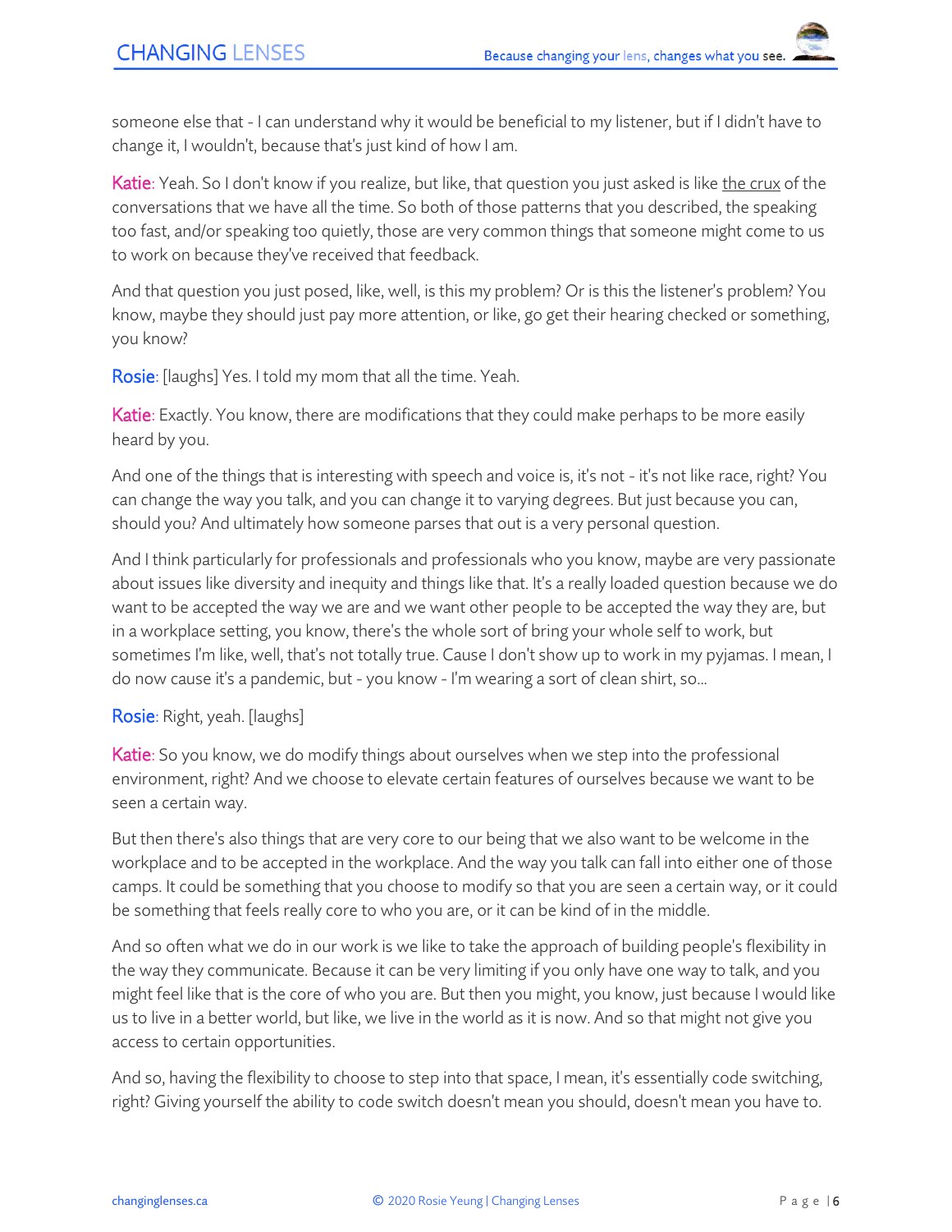someone else that - I can understand why it would be beneficial to my listener, but if I didn't have to change it, I wouldn't, because that's just kind of how I am.

Katie: Yeah. So I don't know if you realize, but like, that question you just asked is like the crux of the conversations that we have all the time. So both of those patterns that you described, the speaking too fast, and/or speaking too quietly, those are very common things that someone might come to us to work on because they've received that feedback.

And that question you just posed, like, well, is this my problem? Or is this the listener's problem? You know, maybe they should just pay more attention, or like, go get their hearing checked or something, you know?

Rosie: [laughs] Yes. I told my mom that all the time. Yeah.

Katie: Exactly. You know, there are modifications that they could make perhaps to be more easily heard by you.

And one of the things that is interesting with speech and voice is, it's not - it's not like race, right? You can change the way you talk, and you can change it to varying degrees. But just because you can, should you? And ultimately how someone parses that out is a very personal question.

And I think particularly for professionals and professionals who you know, maybe are very passionate about issues like diversity and inequity and things like that. It's a really loaded question because we do want to be accepted the way we are and we want other people to be accepted the way they are, but in a workplace setting, you know, there's the whole sort of bring your whole self to work, but sometimes I'm like, well, that's not totally true. Cause I don't show up to work in my pyjamas. I mean, I do now cause it's a pandemic, but - you know - I'm wearing a sort of clean shirt, so...

Rosie: Right, yeah. [laughs]

Katie: So you know, we do modify things about ourselves when we step into the professional environment, right? And we choose to elevate certain features of ourselves because we want to be seen a certain way.

But then there's also things that are very core to our being that we also want to be welcome in the workplace and to be accepted in the workplace. And the way you talk can fall into either one of those camps. It could be something that you choose to modify so that you are seen a certain way, or it could be something that feels really core to who you are, or it can be kind of in the middle.

And so often what we do in our work is we like to take the approach of building people's flexibility in the way they communicate. Because it can be very limiting if you only have one way to talk, and you might feel like that is the core of who you are. But then you might, you know, just because I would like us to live in a better world, but like, we live in the world as it is now. And so that might not give you access to certain opportunities.

And so, having the flexibility to choose to step into that space, I mean, it's essentially code switching, right? Giving yourself the ability to code switch doesn't mean you should, doesn't mean you have to.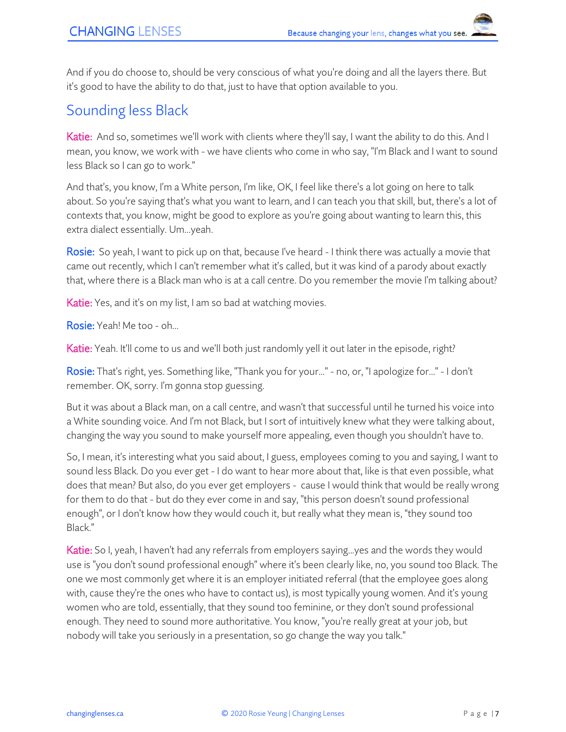And if you do choose to, should be very conscious of what you're doing and all the layers there. But it's good to have the ability to do that, just to have that option available to you.

## Sounding less Black

Katie: And so, sometimes we'll work with clients where they'll say, I want the ability to do this. And I mean, you know, we work with - we have clients who come in who say, "I'm Black and I want to sound less Black so I can go to work."

And that's, you know, I'm a White person, I'm like, OK, I feel like there's a lot going on here to talk about. So you're saying that's what you want to learn, and I can teach you that skill, but, there's a lot of contexts that, you know, might be good to explore as you're going about wanting to learn this, this extra dialect essentially. Um...yeah.

Rosie: So yeah, I want to pick up on that, because I've heard - I think there was actually a movie that came out recently, which I can't remember what it's called, but it was kind of a parody about exactly that, where there is a Black man who is at a call centre. Do you remember the movie I'm talking about?

Katie: Yes, and it's on my list, I am so bad at watching movies.

Rosie: Yeah! Me too - oh...

Katie: Yeah. It'll come to us and we'll both just randomly yell it out later in the episode, right?

Rosie: That's right, yes. Something like, "Thank you for your..." - no, or, "I apologize for..." - I don't remember. OK, sorry. I'm gonna stop guessing.

But it was about a Black man, on a call centre, and wasn't that successful until he turned his voice into a White sounding voice. And I'm not Black, but I sort of intuitively knew what they were talking about, changing the way you sound to make yourself more appealing, even though you shouldn't have to.

So, I mean, it's interesting what you said about, I guess, employees coming to you and saying, I want to sound less Black. Do you ever get - I do want to hear more about that, like is that even possible, what does that mean? But also, do you ever get employers - cause I would think that would be really wrong for them to do that - but do they ever come in and say, "this person doesn't sound professional enough", or I don't know how they would couch it, but really what they mean is, "they sound too Black."

Katie: So I, yeah, I haven't had any referrals from employers saying...yes and the words they would use is "you don't sound professional enough" where it's been clearly like, no, you sound too Black. The one we most commonly get where it is an employer initiated referral (that the employee goes along with, cause they're the ones who have to contact us), is most typically young women. And it's young women who are told, essentially, that they sound too feminine, or they don't sound professional enough. They need to sound more authoritative. You know, "you're really great at your job, but nobody will take you seriously in a presentation, so go change the way you talk."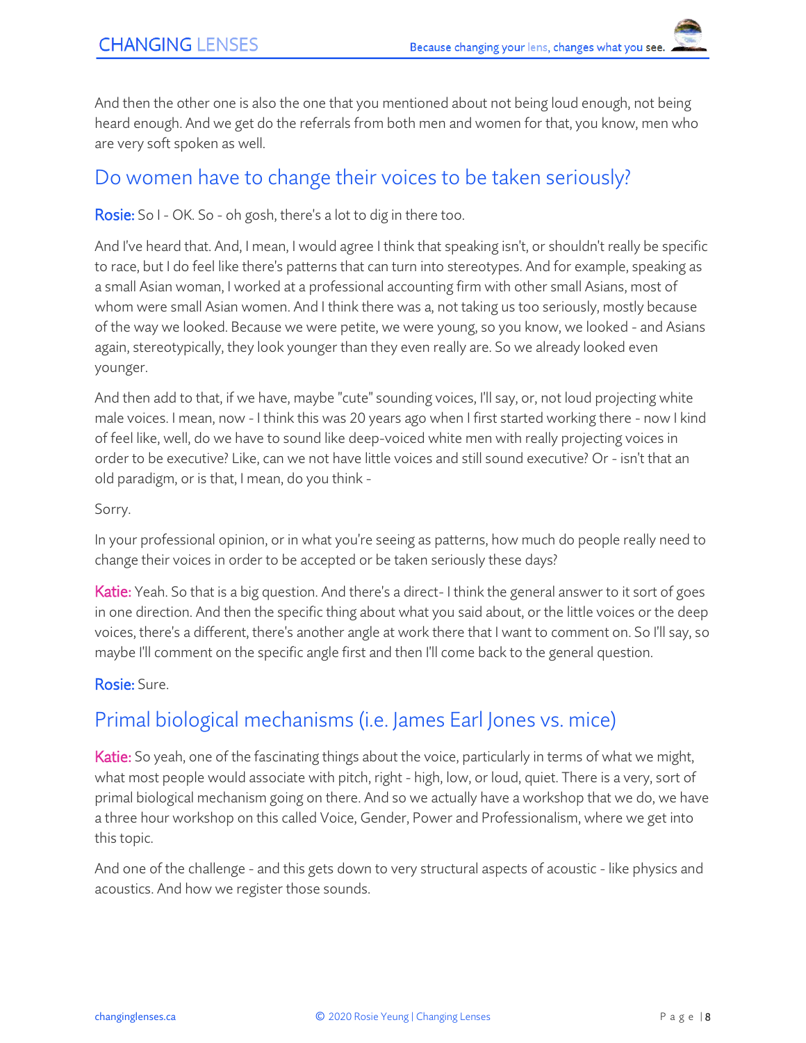And then the other one is also the one that you mentioned about not being loud enough, not being heard enough. And we get do the referrals from both men and women for that, you know, men who are very soft spoken as well.

## Do women have to change their voices to be taken seriously?

**Rosie:** So I - OK. So - oh gosh, there's a lot to dig in there too.

And I've heard that. And, I mean, I would agree I think that speaking isn't, or shouldn't really be specific to race, but I do feel like there's patterns that can turn into stereotypes. And for example, speaking as a small Asian woman, I worked at a professional accounting firm with other small Asians, most of whom were small Asian women. And I think there was a, not taking us too seriously, mostly because of the way we looked. Because we were petite, we were young, so you know, we looked - and Asians again, stereotypically, they look younger than they even really are. So we already looked even younger.

And then add to that, if we have, maybe "cute" sounding voices, I'll say, or, not loud projecting white male voices. I mean, now - I think this was 20 years ago when I first started working there - now I kind of feel like, well, do we have to sound like deep-voiced white men with really projecting voices in order to be executive? Like, can we not have little voices and still sound executive? Or - isn't that an old paradigm, or is that, I mean, do you think -

Sorry.

In your professional opinion, or in what you're seeing as patterns, how much do people really need to change their voices in order to be accepted or be taken seriously these days?

**Katie:** Yeah. So that is a big question. And there's a direct- I think the general answer to it sort of goes in one direction. And then the specific thing about what you said about, or the little voices or the deep voices, there's a different, there's another angle at work there that I want to comment on. So I'll say, so maybe I'll comment on the specific angle first and then I'll come back to the general question.

**Rosie:** Sure.

## Primal biological mechanisms (i.e. James Earl Jones vs. mice)

**Katie:** So yeah, one of the fascinating things about the voice, particularly in terms of what we might, what most people would associate with pitch, right - high, low, or loud, quiet. There is a very, sort of primal biological mechanism going on there. And so we actually have a workshop that we do, we have a three hour workshop on this called Voice, Gender, Power and Professionalism, where we get into this topic.

And one of the challenge - and this gets down to very structural aspects of acoustic - like physics and acoustics. And how we register those sounds.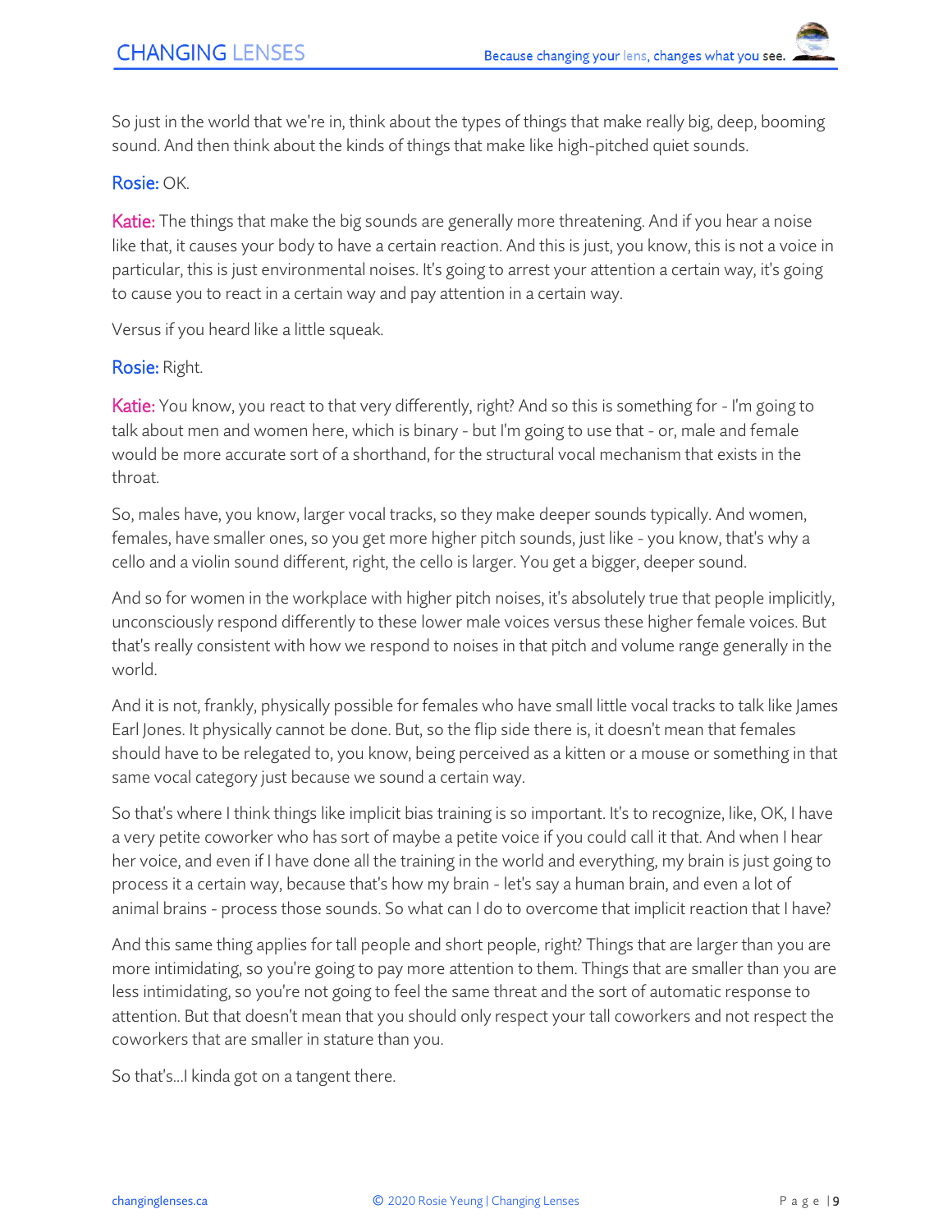So just in the world that we're in, think about the types of things that make really big, deep, booming sound. And then think about the kinds of things that make like high-pitched quiet sounds.

Rosie: OK.

Katie: The things that make the big sounds are generally more threatening. And if you hear a noise like that, it causes your body to have a certain reaction. And this is just, you know, this is not a voice in particular, this is just environmental noises. It's going to arrest your attention a certain way, it's going to cause you to react in a certain way and pay attention in a certain way.

Versus if you heard like a little squeak.

Rosie: Right.

Katie: You know, you react to that very differently, right? And so this is something for - I'm going to talk about men and women here, which is binary - but I'm going to use that - or, male and female would be more accurate sort of a shorthand, for the structural vocal mechanism that exists in the throat.

So, males have, you know, larger vocal tracks, so they make deeper sounds typically. And women, females, have smaller ones, so you get more higher pitch sounds, just like - you know, that's why a cello and a violin sound different, right, the cello is larger. You get a bigger, deeper sound.

And so for women in the workplace with higher pitch noises, it's absolutely true that people implicitly, unconsciously respond differently to these lower male voices versus these higher female voices. But that's really consistent with how we respond to noises in that pitch and volume range generally in the world.

And it is not, frankly, physically possible for females who have small little vocal tracks to talk like James Earl Jones. It physically cannot be done. But, so the flip side there is, it doesn't mean that females should have to be relegated to, you know, being perceived as a kitten or a mouse or something in that same vocal category just because we sound a certain way.

So that's where I think things like implicit bias training is so important. It's to recognize, like, OK, I have a very petite coworker who has sort of maybe a petite voice if you could call it that. And when I hear her voice, and even if I have done all the training in the world and everything, my brain is just going to process it a certain way, because that's how my brain - let's say a human brain, and even a lot of animal brains - process those sounds. So what can I do to overcome that implicit reaction that I have?

And this same thing applies for tall people and short people, right? Things that are larger than you are more intimidating, so you're going to pay more attention to them. Things that are smaller than you are less intimidating, so you're not going to feel the same threat and the sort of automatic response to attention. But that doesn't mean that you should only respect your tall coworkers and not respect the coworkers that are smaller in stature than you.

So that's...I kinda got on a tangent there.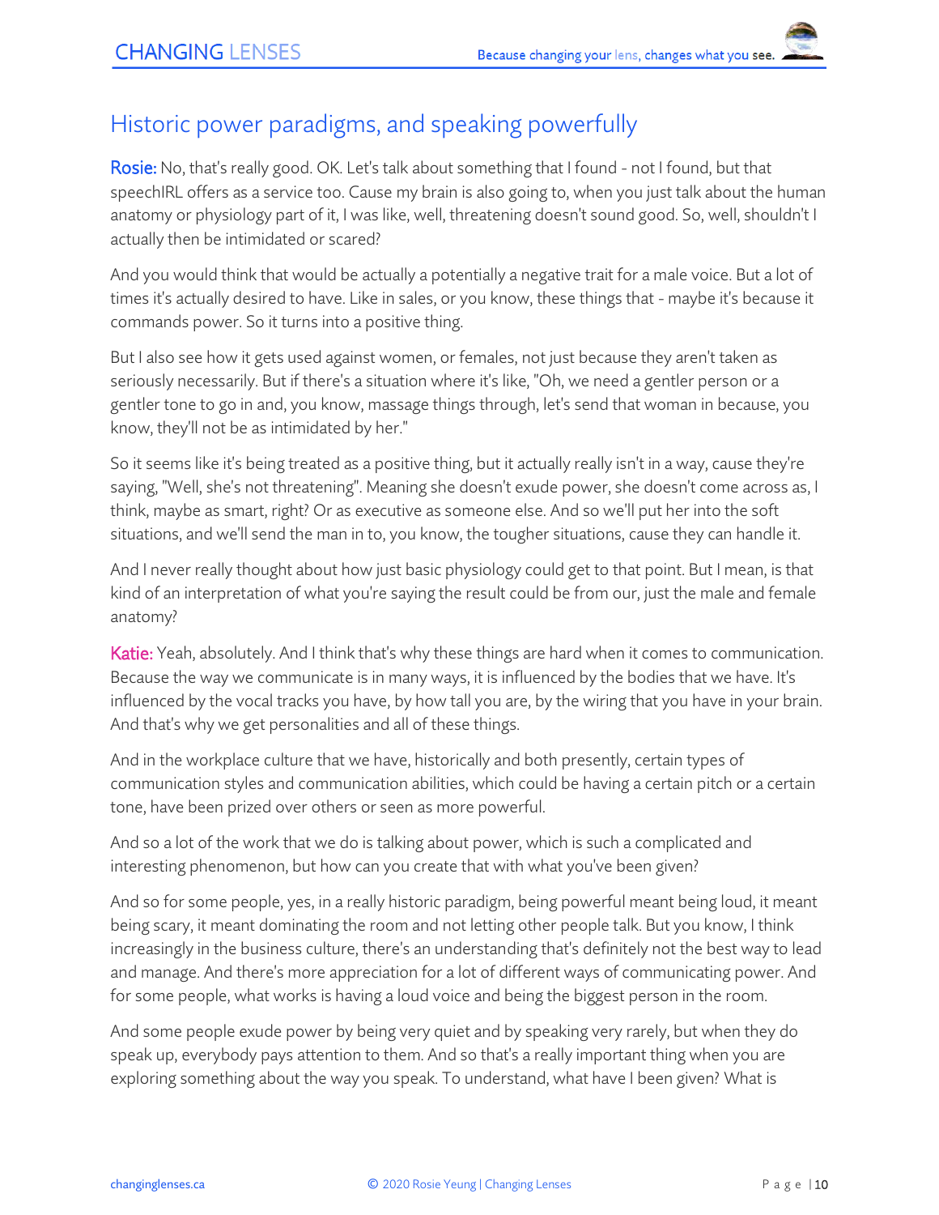## Historic power paradigms, and speaking powerfully

**Rosie:** No, that's really good. OK. Let's talk about something that I found - not I found, but that speechIRL offers as a service too. Cause my brain is also going to, when you just talk about the human anatomy or physiology part of it, I was like, well, threatening doesn't sound good. So, well, shouldn't I actually then be intimidated or scared?

And you would think that would be actually a potentially a negative trait for a male voice. But a lot of times it's actually desired to have. Like in sales, or you know, these things that - maybe it's because it commands power. So it turns into a positive thing.

But I also see how it gets used against women, or females, not just because they aren't taken as seriously necessarily. But if there's a situation where it's like, "Oh, we need a gentler person or a gentler tone to go in and, you know, massage things through, let's send that woman in because, you know, they'll not be as intimidated by her."

So it seems like it's being treated as a positive thing, but it actually really isn't in a way, cause they're saying, "Well, she's not threatening". Meaning she doesn't exude power, she doesn't come across as, I think, maybe as smart, right? Or as executive as someone else. And so we'll put her into the soft situations, and we'll send the man in to, you know, the tougher situations, cause they can handle it.

And I never really thought about how just basic physiology could get to that point. But I mean, is that kind of an interpretation of what you're saying the result could be from our, just the male and female anatomy?

**Katie:** Yeah, absolutely. And I think that's why these things are hard when it comes to communication. Because the way we communicate is in many ways, it is influenced by the bodies that we have. It's influenced by the vocal tracks you have, by how tall you are, by the wiring that you have in your brain. And that's why we get personalities and all of these things.

And in the workplace culture that we have, historically and both presently, certain types of communication styles and communication abilities, which could be having a certain pitch or a certain tone, have been prized over others or seen as more powerful.

And so a lot of the work that we do is talking about power, which is such a complicated and interesting phenomenon, but how can you create that with what you've been given?

And so for some people, yes, in a really historic paradigm, being powerful meant being loud, it meant being scary, it meant dominating the room and not letting other people talk. But you know, I think increasingly in the business culture, there's an understanding that's definitely not the best way to lead and manage. And there's more appreciation for a lot of different ways of communicating power. And for some people, what works is having a loud voice and being the biggest person in the room.

And some people exude power by being very quiet and by speaking very rarely, but when they do speak up, everybody pays attention to them. And so that's a really important thing when you are exploring something about the way you speak. To understand, what have I been given? What is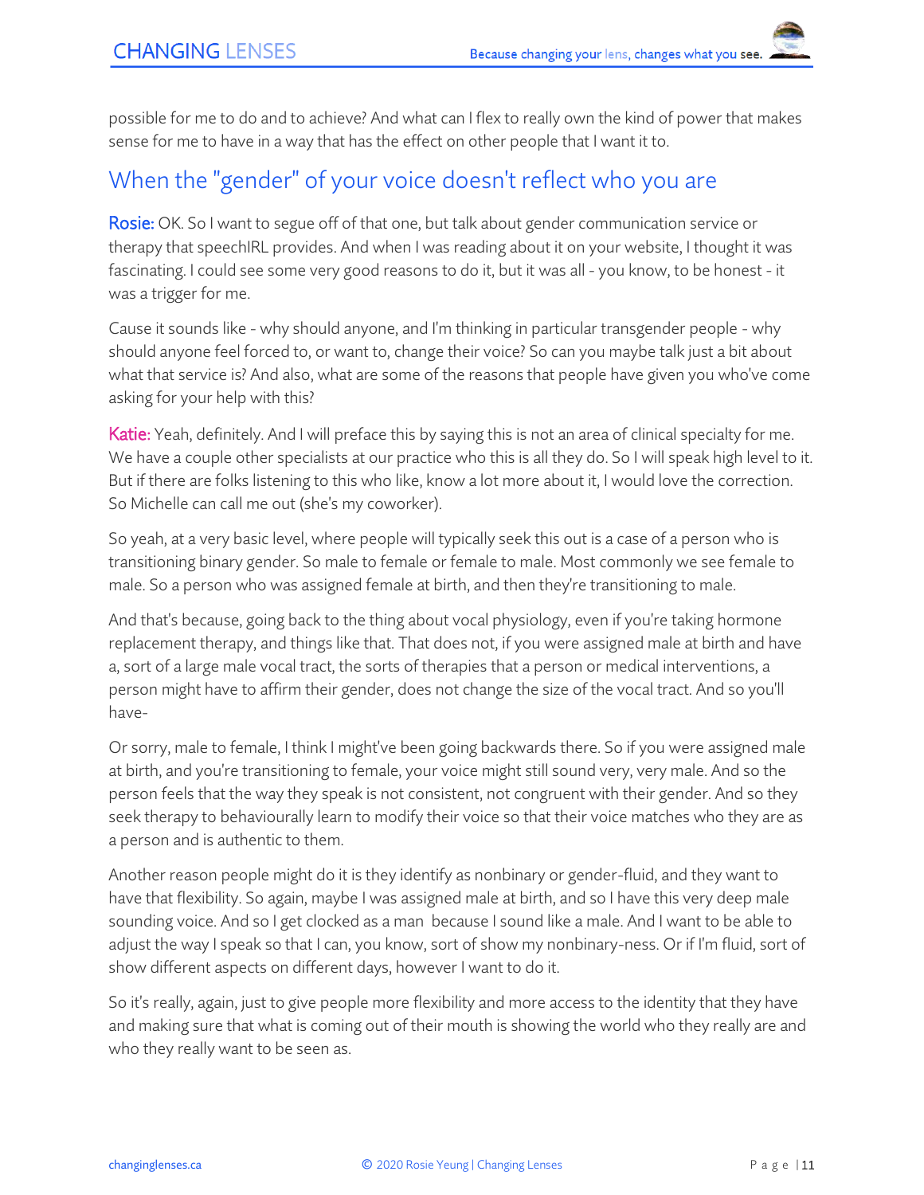possible for me to do and to achieve? And what can I flex to really own the kind of power that makes sense for me to have in a way that has the effect on other people that I want it to.

## When the "gender" of your voice doesn't reflect who you are

**Rosie:** OK. So I want to segue off of that one, but talk about gender communication service or therapy that speechIRL provides. And when I was reading about it on your website, I thought it was fascinating. I could see some very good reasons to do it, but it was all - you know, to be honest - it was a trigger for me.

Cause it sounds like - why should anyone, and I'm thinking in particular transgender people - why should anyone feel forced to, or want to, change their voice? So can you maybe talk just a bit about what that service is? And also, what are some of the reasons that people have given you who've come asking for your help with this?

**Katie:** Yeah, definitely. And I will preface this by saying this is not an area of clinical specialty for me. We have a couple other specialists at our practice who this is all they do. So I will speak high level to it. But if there are folks listening to this who like, know a lot more about it, I would love the correction. So Michelle can call me out (she's my coworker).

So yeah, at a very basic level, where people will typically seek this out is a case of a person who is transitioning binary gender. So male to female or female to male. Most commonly we see female to male. So a person who was assigned female at birth, and then they're transitioning to male.

And that's because, going back to the thing about vocal physiology, even if you're taking hormone replacement therapy, and things like that. That does not, if you were assigned male at birth and have a, sort of a large male vocal tract, the sorts of therapies that a person or medical interventions, a person might have to affirm their gender, does not change the size of the vocal tract. And so you'll have-

Or sorry, male to female, I think I might've been going backwards there. So if you were assigned male at birth, and you're transitioning to female, your voice might still sound very, very male. And so the person feels that the way they speak is not consistent, not congruent with their gender. And so they seek therapy to behaviourally learn to modify their voice so that their voice matches who they are as a person and is authentic to them.

Another reason people might do it is they identify as nonbinary or gender-fluid, and they want to have that flexibility. So again, maybe I was assigned male at birth, and so I have this very deep male sounding voice. And so I get clocked as a man because I sound like a male. And I want to be able to adjust the way I speak so that I can, you know, sort of show my nonbinary-ness. Or if I'm fluid, sort of show different aspects on different days, however I want to do it.

So it's really, again, just to give people more flexibility and more access to the identity that they have and making sure that what is coming out of their mouth is showing the world who they really are and who they really want to be seen as.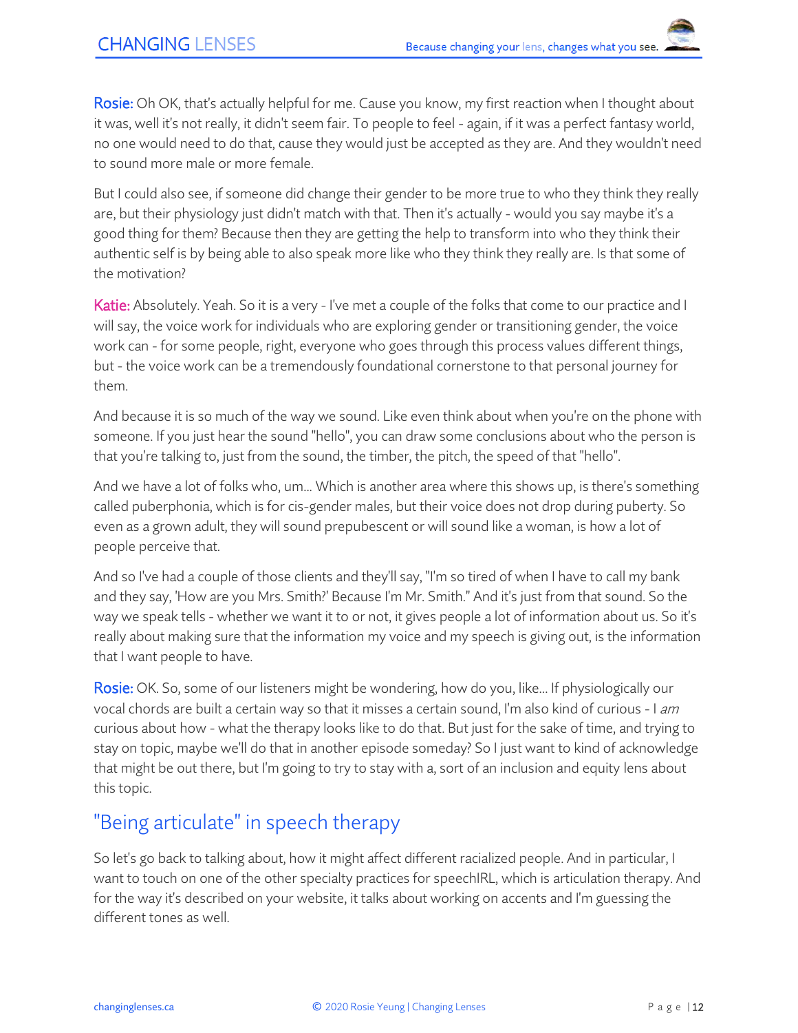**Rosie:** Oh OK, that's actually helpful for me. Cause you know, my first reaction when I thought about it was, well it's not really, it didn't seem fair. To people to feel - again, if it was a perfect fantasy world, no one would need to do that, cause they would just be accepted as they are. And they wouldn't need to sound more male or more female.

But I could also see, if someone did change their gender to be more true to who they think they really are, but their physiology just didn't match with that. Then it's actually - would you say maybe it's a good thing for them? Because then they are getting the help to transform into who they think their authentic self is by being able to also speak more like who they think they really are. Is that some of the motivation?

**Katie:** Absolutely. Yeah. So it is a very - I've met a couple of the folks that come to our practice and I will say, the voice work for individuals who are exploring gender or transitioning gender, the voice work can - for some people, right, everyone who goes through this process values different things, but - the voice work can be a tremendously foundational cornerstone to that personal journey for them.

And because it is so much of the way we sound. Like even think about when you're on the phone with someone. If you just hear the sound "hello", you can draw some conclusions about who the person is that you're talking to, just from the sound, the timber, the pitch, the speed of that "hello".

And we have a lot of folks who, um... Which is another area where this shows up, is there's something called puberphonia, which is for cis-gender males, but their voice does not drop during puberty. So even as a grown adult, they will sound prepubescent or will sound like a woman, is how a lot of people perceive that.

And so I've had a couple of those clients and they'll say, "I'm so tired of when I have to call my bank and they say, 'How are you Mrs. Smith?' Because I'm Mr. Smith." And it's just from that sound. So the way we speak tells - whether we want it to or not, it gives people a lot of information about us. So it's really about making sure that the information my voice and my speech is giving out, is the information that I want people to have.

**Rosie:** OK. So, some of our listeners might be wondering, how do you, like... If physiologically our vocal chords are built a certain way so that it misses a certain sound, I'm also kind of curious - I *am* curious about how - what the therapy looks like to do that. But just for the sake of time, and trying to stay on topic, maybe we'll do that in another episode someday? So I just want to kind of acknowledge that might be out there, but I'm going to try to stay with a, sort of an inclusion and equity lens about this topic.

## "Being articulate" in speech therapy

So let's go back to talking about, how it might affect different racialized people. And in particular, I want to touch on one of the other specialty practices for speechIRL, which is articulation therapy. And for the way it's described on your website, it talks about working on accents and I'm guessing the different tones as well.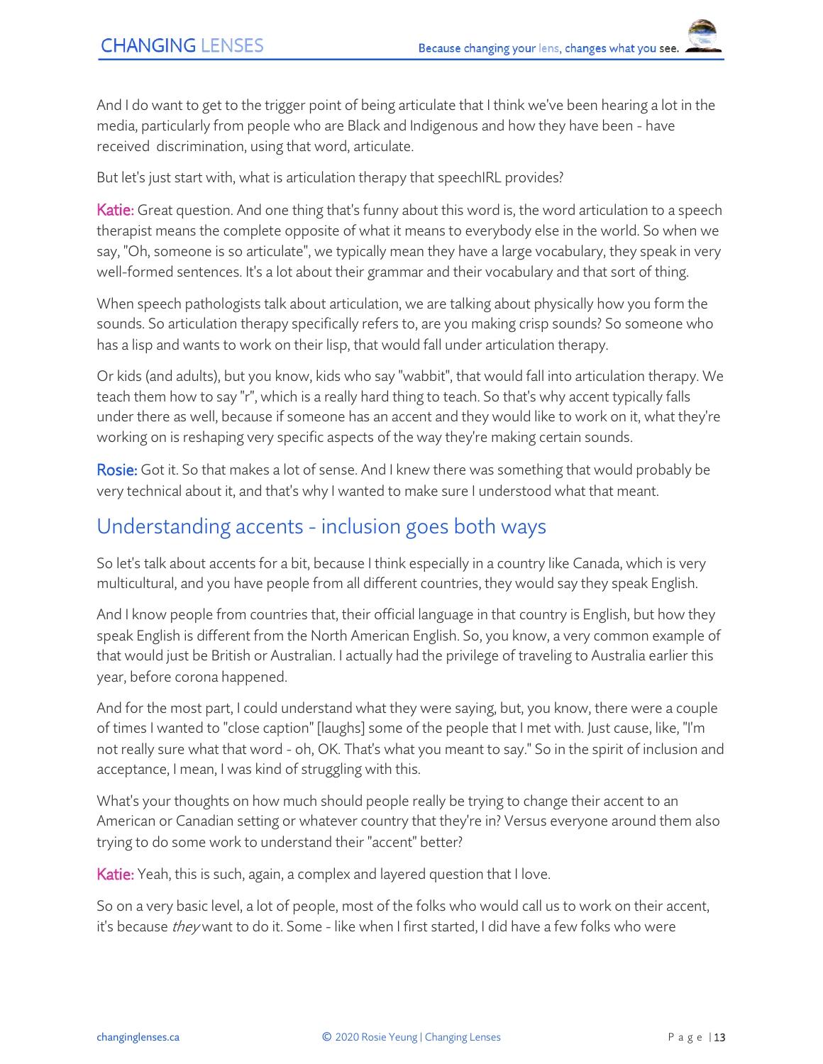And I do want to get to the trigger point of being articulate that I think we've been hearing a lot in the media, particularly from people who are Black and Indigenous and how they have been - have received discrimination, using that word, articulate.

But let's just start with, what is articulation therapy that speechIRL provides?

**Katie:** Great question. And one thing that's funny about this word is, the word articulation to a speech therapist means the complete opposite of what it means to everybody else in the world. So when we say, "Oh, someone is so articulate", we typically mean they have a large vocabulary, they speak in very well-formed sentences. It's a lot about their grammar and their vocabulary and that sort of thing.

When speech pathologists talk about articulation, we are talking about physically how you form the sounds. So articulation therapy specifically refers to, are you making crisp sounds? So someone who has a lisp and wants to work on their lisp, that would fall under articulation therapy.

Or kids (and adults), but you know, kids who say "wabbit", that would fall into articulation therapy. We teach them how to say "r", which is a really hard thing to teach. So that's why accent typically falls under there as well, because if someone has an accent and they would like to work on it, what they're working on is reshaping very specific aspects of the way they're making certain sounds.

**Rosie:** Got it. So that makes a lot of sense. And I knew there was something that would probably be very technical about it, and that's why I wanted to make sure I understood what that meant.

## Understanding accents - inclusion goes both ways

So let's talk about accents for a bit, because I think especially in a country like Canada, which is very multicultural, and you have people from all different countries, they would say they speak English.

And I know people from countries that, their official language in that country is English, but how they speak English is different from the North American English. So, you know, a very common example of that would just be British or Australian. I actually had the privilege of traveling to Australia earlier this year, before corona happened.

And for the most part, I could understand what they were saying, but, you know, there were a couple of times I wanted to "close caption" [laughs] some of the people that I met with. Just cause, like, "I'm not really sure what that word - oh, OK. That's what you meant to say." So in the spirit of inclusion and acceptance, I mean, I was kind of struggling with this.

What's your thoughts on how much should people really be trying to change their accent to an American or Canadian setting or whatever country that they're in? Versus everyone around them also trying to do some work to understand their "accent" better?

**Katie:** Yeah, this is such, again, a complex and layered question that I love.

So on a very basic level, a lot of people, most of the folks who would call us to work on their accent, it's because *they* want to do it. Some - like when I first started, I did have a few folks who were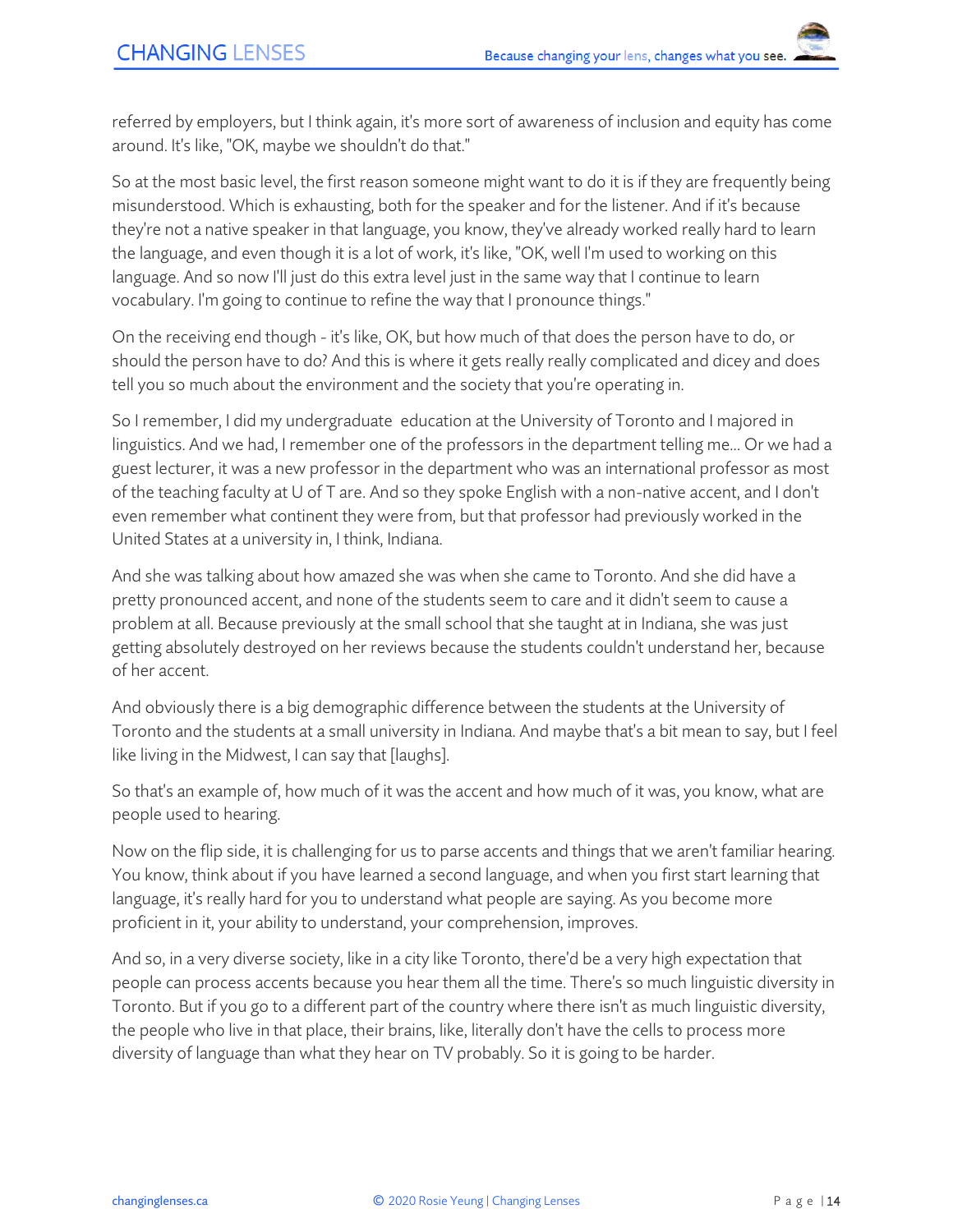referred by employers, but I think again, it's more sort of awareness of inclusion and equity has come around. It's like, "OK, maybe we shouldn't do that."

So at the most basic level, the first reason someone might want to do it is if they are frequently being misunderstood. Which is exhausting, both for the speaker and for the listener. And if it's because they're not a native speaker in that language, you know, they've already worked really hard to learn the language, and even though it is a lot of work, it's like, "OK, well I'm used to working on this language. And so now I'll just do this extra level just in the same way that I continue to learn vocabulary. I'm going to continue to refine the way that I pronounce things."

On the receiving end though - it's like, OK, but how much of that does the person have to do, or should the person have to do? And this is where it gets really really complicated and dicey and does tell you so much about the environment and the society that you're operating in.

So I remember, I did my undergraduate education at the University of Toronto and I majored in linguistics. And we had, I remember one of the professors in the department telling me... Or we had a guest lecturer, it was a new professor in the department who was an international professor as most of the teaching faculty at U of T are. And so they spoke English with a non-native accent, and I don't even remember what continent they were from, but that professor had previously worked in the United States at a university in, I think, Indiana.

And she was talking about how amazed she was when she came to Toronto. And she did have a pretty pronounced accent, and none of the students seem to care and it didn't seem to cause a problem at all. Because previously at the small school that she taught at in Indiana, she was just getting absolutely destroyed on her reviews because the students couldn't understand her, because of her accent.

And obviously there is a big demographic difference between the students at the University of Toronto and the students at a small university in Indiana. And maybe that's a bit mean to say, but I feel like living in the Midwest, I can say that [laughs].

So that's an example of, how much of it was the accent and how much of it was, you know, what are people used to hearing.

Now on the flip side, it is challenging for us to parse accents and things that we aren't familiar hearing. You know, think about if you have learned a second language, and when you first start learning that language, it's really hard for you to understand what people are saying. As you become more proficient in it, your ability to understand, your comprehension, improves.

And so, in a very diverse society, like in a city like Toronto, there'd be a very high expectation that people can process accents because you hear them all the time. There's so much linguistic diversity in Toronto. But if you go to a different part of the country where there isn't as much linguistic diversity, the people who live in that place, their brains, like, literally don't have the cells to process more diversity of language than what they hear on TV probably. So it is going to be harder.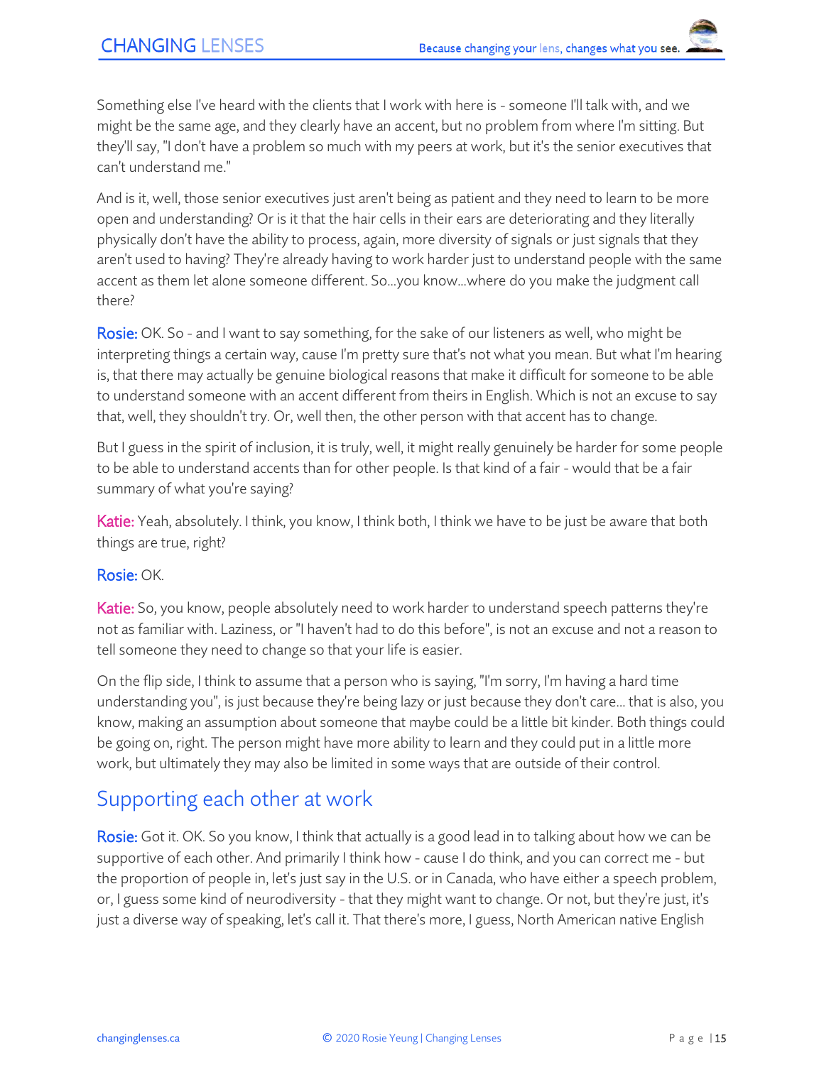Something else I've heard with the clients that I work with here is - someone I'll talk with, and we might be the same age, and they clearly have an accent, but no problem from where I'm sitting. But they'll say, "I don't have a problem so much with my peers at work, but it's the senior executives that can't understand me."

And is it, well, those senior executives just aren't being as patient and they need to learn to be more open and understanding? Or is it that the hair cells in their ears are deteriorating and they literally physically don't have the ability to process, again, more diversity of signals or just signals that they aren't used to having? They're already having to work harder just to understand people with the same accent as them let alone someone different. So...you know...where do you make the judgment call there?

**Rosie:** OK. So - and I want to say something, for the sake of our listeners as well, who might be interpreting things a certain way, cause I'm pretty sure that's not what you mean. But what I'm hearing is, that there may actually be genuine biological reasons that make it difficult for someone to be able to understand someone with an accent different from theirs in English. Which is not an excuse to say that, well, they shouldn't try. Or, well then, the other person with that accent has to change.

But I guess in the spirit of inclusion, it is truly, well, it might really genuinely be harder for some people to be able to understand accents than for other people. Is that kind of a fair - would that be a fair summary of what you're saying?

**Katie:** Yeah, absolutely. I think, you know, I think both, I think we have to be just be aware that both things are true, right?

**Rosie:** OK.

**Katie:** So, you know, people absolutely need to work harder to understand speech patterns they're not as familiar with. Laziness, or "I haven't had to do this before", is not an excuse and not a reason to tell someone they need to change so that your life is easier.

On the flip side, I think to assume that a person who is saying, "I'm sorry, I'm having a hard time understanding you", is just because they're being lazy or just because they don't care... that is also, you know, making an assumption about someone that maybe could be a little bit kinder. Both things could be going on, right. The person might have more ability to learn and they could put in a little more work, but ultimately they may also be limited in some ways that are outside of their control.

## Supporting each other at work

**Rosie:** Got it. OK. So you know, I think that actually is a good lead in to talking about how we can be supportive of each other. And primarily I think how - cause I do think, and you can correct me - but the proportion of people in, let's just say in the U.S. or in Canada, who have either a speech problem, or, I guess some kind of neurodiversity - that they might want to change. Or not, but they're just, it's just a diverse way of speaking, let's call it. That there's more, I guess, North American native English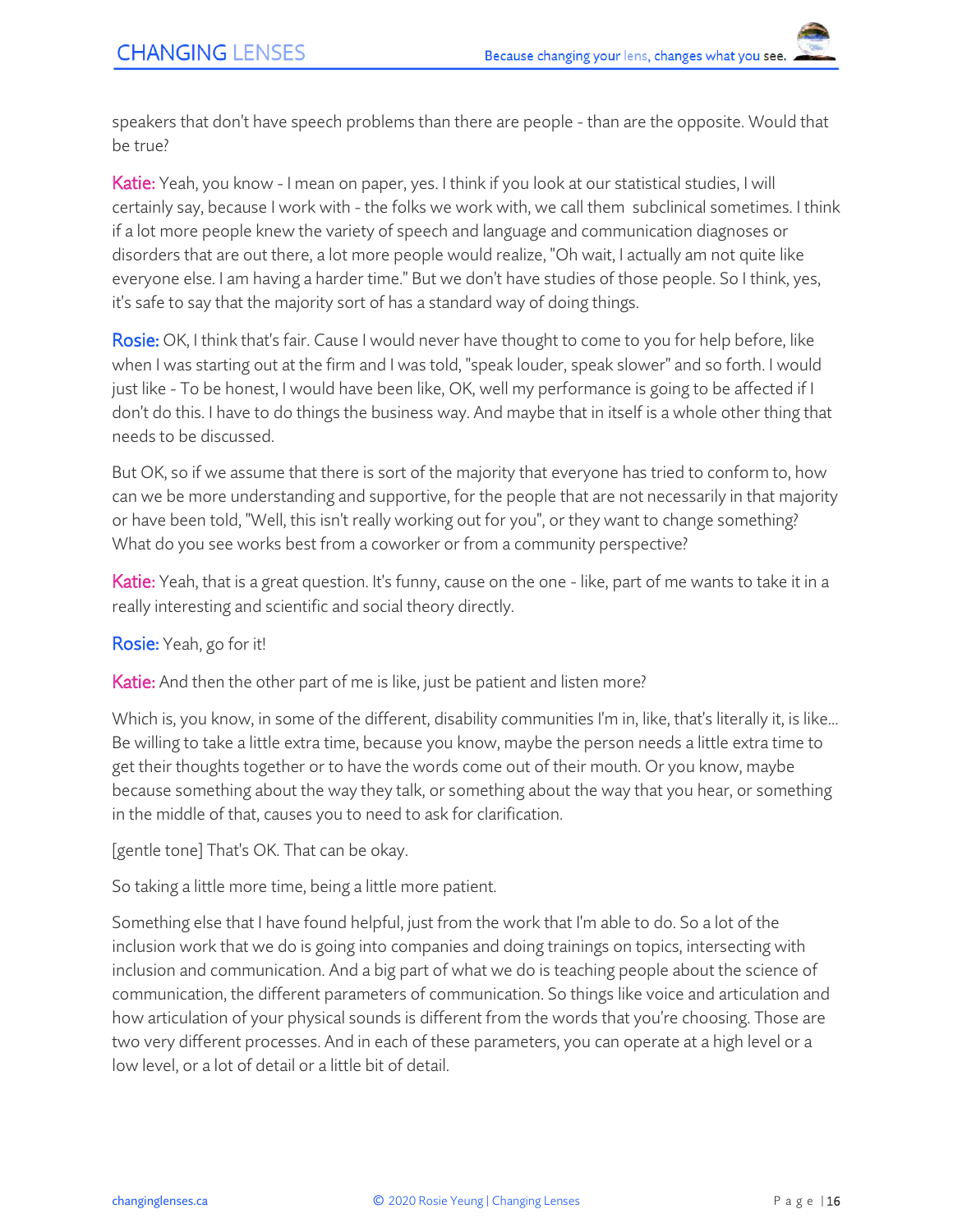speakers that don't have speech problems than there are people - than are the opposite. Would that be true?

**Katie:** Yeah, you know - I mean on paper, yes. I think if you look at our statistical studies, I will certainly say, because I work with - the folks we work with, we call them subclinical sometimes. I think if a lot more people knew the variety of speech and language and communication diagnoses or disorders that are out there, a lot more people would realize, "Oh wait, I actually am not quite like everyone else. I am having a harder time." But we don't have studies of those people. So I think, yes, it's safe to say that the majority sort of has a standard way of doing things.

**Rosie:** OK, I think that's fair. Cause I would never have thought to come to you for help before, like when I was starting out at the firm and I was told, "speak louder, speak slower" and so forth. I would just like - To be honest, I would have been like, OK, well my performance is going to be affected if I don't do this. I have to do things the business way. And maybe that in itself is a whole other thing that needs to be discussed.

But OK, so if we assume that there is sort of the majority that everyone has tried to conform to, how can we be more understanding and supportive, for the people that are not necessarily in that majority or have been told, "Well, this isn't really working out for you", or they want to change something? What do you see works best from a coworker or from a community perspective?

**Katie:** Yeah, that is a great question. It's funny, cause on the one - like, part of me wants to take it in a really interesting and scientific and social theory directly.

**Rosie:** Yeah, go for it!

**Katie:** And then the other part of me is like, just be patient and listen more?

Which is, you know, in some of the different, disability communities I'm in, like, that's literally it, is like... Be willing to take a little extra time, because you know, maybe the person needs a little extra time to get their thoughts together or to have the words come out of their mouth. Or you know, maybe because something about the way they talk, or something about the way that you hear, or something in the middle of that, causes you to need to ask for clarification.

[gentle tone] That's OK. That can be okay.

So taking a little more time, being a little more patient.

Something else that I have found helpful, just from the work that I'm able to do. So a lot of the inclusion work that we do is going into companies and doing trainings on topics, intersecting with inclusion and communication. And a big part of what we do is teaching people about the science of communication, the different parameters of communication. So things like voice and articulation and how articulation of your physical sounds is different from the words that you're choosing. Those are two very different processes. And in each of these parameters, you can operate at a high level or a low level, or a lot of detail or a little bit of detail.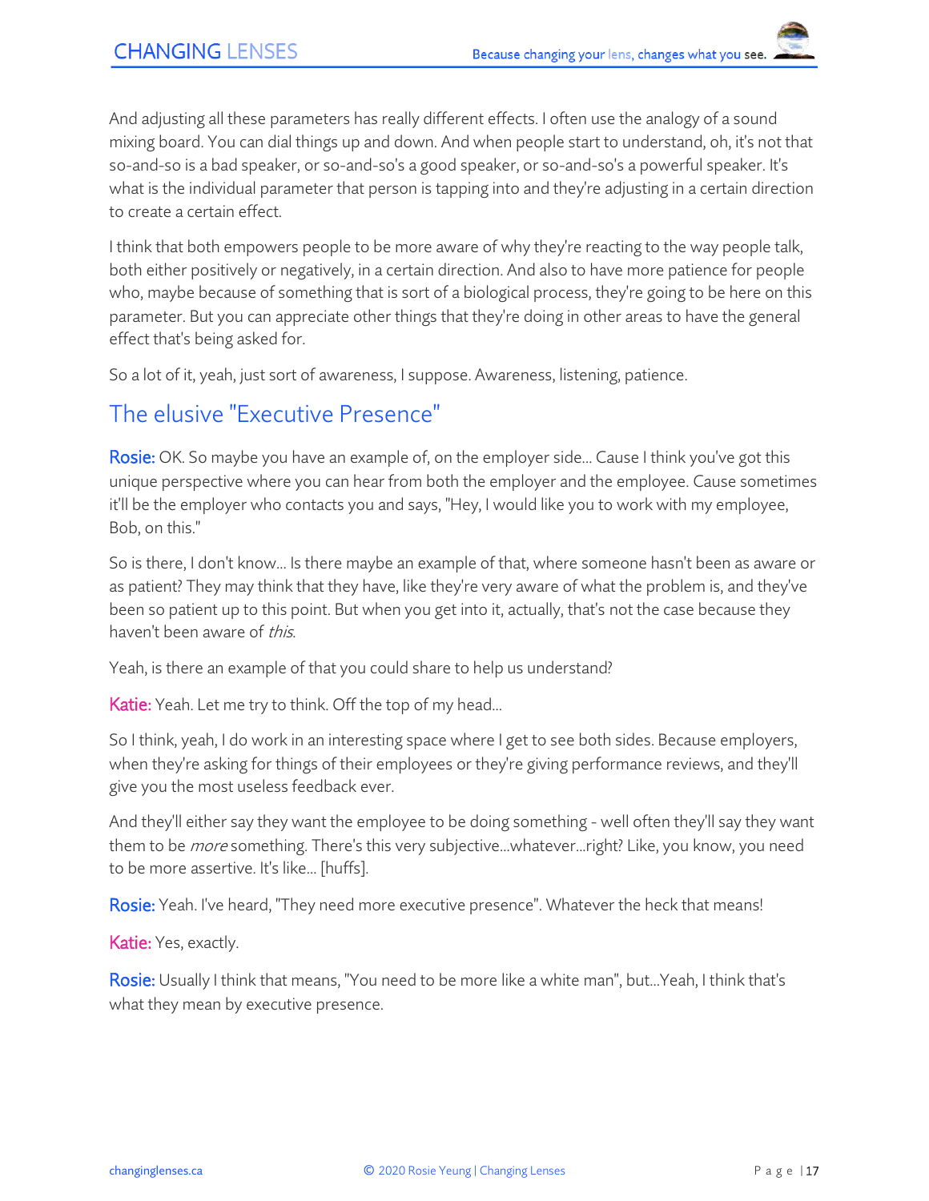And adjusting all these parameters has really different effects. I often use the analogy of a sound mixing board. You can dial things up and down. And when people start to understand, oh, it's not that so-and-so is a bad speaker, or so-and-so's a good speaker, or so-and-so's a powerful speaker. It's what is the individual parameter that person is tapping into and they're adjusting in a certain direction to create a certain effect.

I think that both empowers people to be more aware of why they're reacting to the way people talk, both either positively or negatively, in a certain direction. And also to have more patience for people who, maybe because of something that is sort of a biological process, they're going to be here on this parameter. But you can appreciate other things that they're doing in other areas to have the general effect that's being asked for.

So a lot of it, yeah, just sort of awareness, I suppose. Awareness, listening, patience.

## The elusive "Executive Presence"

**Rosie:** OK. So maybe you have an example of, on the employer side... Cause I think you've got this unique perspective where you can hear from both the employer and the employee. Cause sometimes it'll be the employer who contacts you and says, "Hey, I would like you to work with my employee, Bob, on this."

So is there, I don't know... Is there maybe an example of that, where someone hasn't been as aware or as patient? They may think that they have, like they're very aware of what the problem is, and they've been so patient up to this point. But when you get into it, actually, that's not the case because they haven't been aware of *this*.

Yeah, is there an example of that you could share to help us understand?

**Katie:** Yeah. Let me try to think. Off the top of my head...

So I think, yeah, I do work in an interesting space where I get to see both sides. Because employers, when they're asking for things of their employees or they're giving performance reviews, and they'll give you the most useless feedback ever.

And they'll either say they want the employee to be doing something - well often they'll say they want them to be *more* something. There's this very subjective...whatever...right? Like, you know, you need to be more assertive. It's like... [huffs].

**Rosie:** Yeah. I've heard, "They need more executive presence". Whatever the heck that means!

**Katie:** Yes, exactly.

**Rosie:** Usually I think that means, "You need to be more like a white man", but...Yeah, I think that's what they mean by executive presence.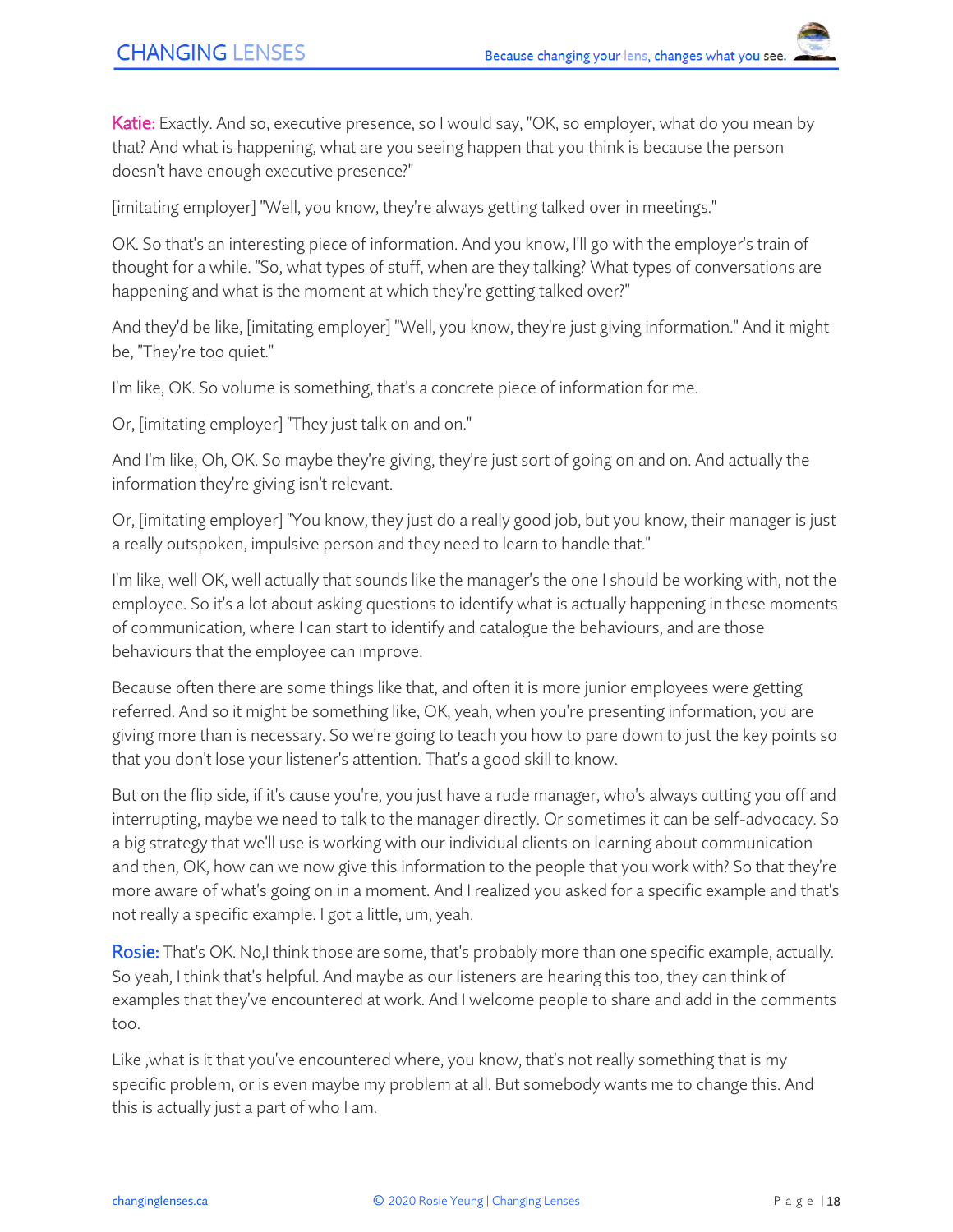**Katie:** Exactly. And so, executive presence, so I would say, "OK, so employer, what do you mean by that? And what is happening, what are you seeing happen that you think is because the person doesn't have enough executive presence?"

[imitating employer] "Well, you know, they're always getting talked over in meetings."

OK. So that's an interesting piece of information. And you know, I'll go with the employer's train of thought for a while. "So, what types of stuff, when are they talking? What types of conversations are happening and what is the moment at which they're getting talked over?"

And they'd be like, [imitating employer] "Well, you know, they're just giving information." And it might be, "They're too quiet."

I'm like, OK. So volume is something, that's a concrete piece of information for me.

Or, [imitating employer] "They just talk on and on."

And I'm like, Oh, OK. So maybe they're giving, they're just sort of going on and on. And actually the information they're giving isn't relevant.

Or, [imitating employer] "You know, they just do a really good job, but you know, their manager is just a really outspoken, impulsive person and they need to learn to handle that."

I'm like, well OK, well actually that sounds like the manager's the one I should be working with, not the employee. So it's a lot about asking questions to identify what is actually happening in these moments of communication, where I can start to identify and catalogue the behaviours, and are those behaviours that the employee can improve.

Because often there are some things like that, and often it is more junior employees were getting referred. And so it might be something like, OK, yeah, when you're presenting information, you are giving more than is necessary. So we're going to teach you how to pare down to just the key points so that you don't lose your listener's attention. That's a good skill to know.

But on the flip side, if it's cause you're, you just have a rude manager, who's always cutting you off and interrupting, maybe we need to talk to the manager directly. Or sometimes it can be self-advocacy. So a big strategy that we'll use is working with our individual clients on learning about communication and then, OK, how can we now give this information to the people that you work with? So that they're more aware of what's going on in a moment. And I realized you asked for a specific example and that's not really a specific example. I got a little, um, yeah.

**Rosie:** That's OK. No,I think those are some, that's probably more than one specific example, actually. So yeah, I think that's helpful. And maybe as our listeners are hearing this too, they can think of examples that they've encountered at work. And I welcome people to share and add in the comments too.

Like ,what is it that you've encountered where, you know, that's not really something that is my specific problem, or is even maybe my problem at all. But somebody wants me to change this. And this is actually just a part of who I am.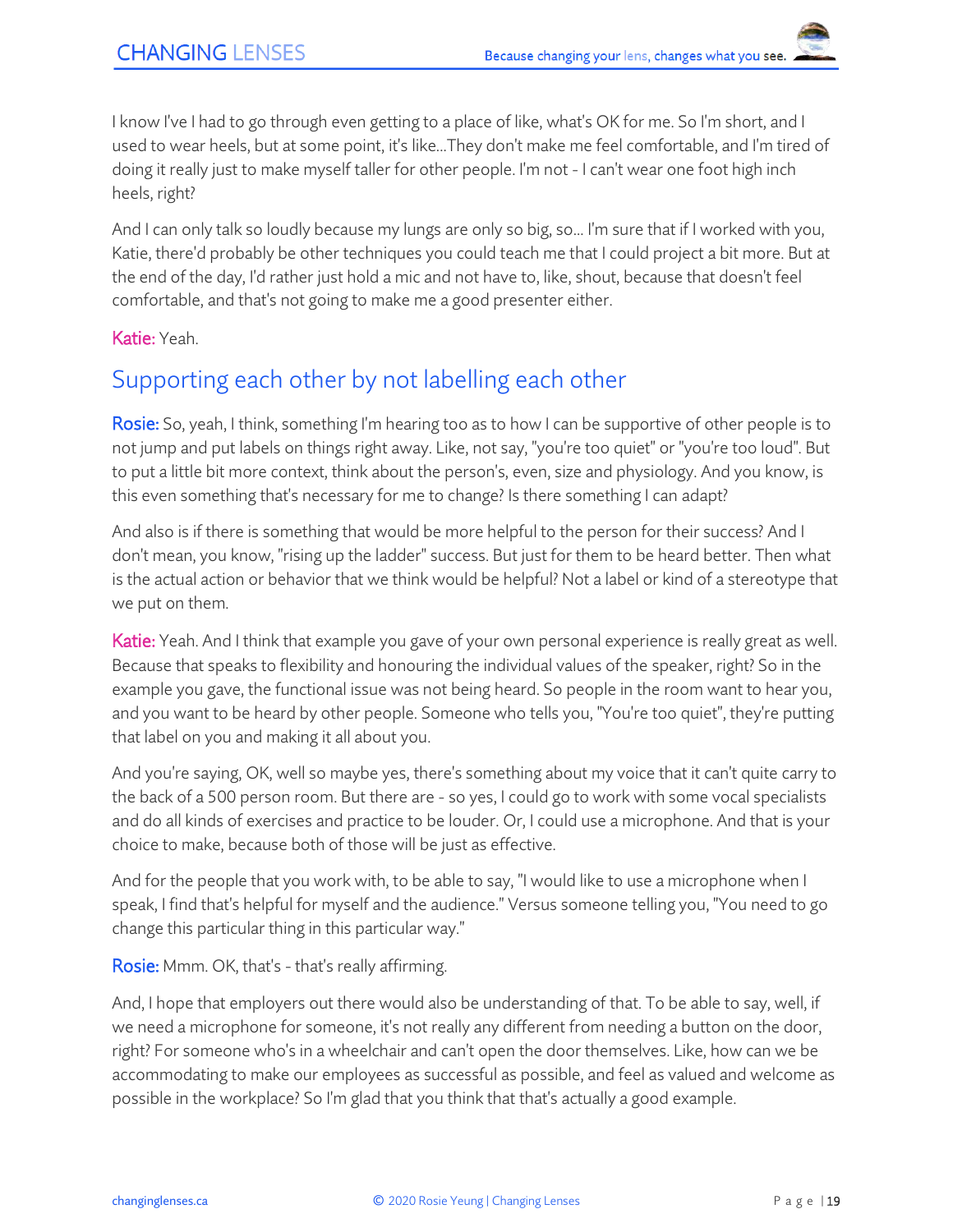I know I've I had to go through even getting to a place of like, what's OK for me. So I'm short, and I used to wear heels, but at some point, it's like...They don't make me feel comfortable, and I'm tired of doing it really just to make myself taller for other people. I'm not - I can't wear one foot high inch heels, right?

And I can only talk so loudly because my lungs are only so big, so... I'm sure that if I worked with you, Katie, there'd probably be other techniques you could teach me that I could project a bit more. But at the end of the day, I'd rather just hold a mic and not have to, like, shout, because that doesn't feel comfortable, and that's not going to make me a good presenter either.

Katie: Yeah.

## Supporting each other by not labelling each other

Rosie: So, yeah, I think, something I'm hearing too as to how I can be supportive of other people is to not jump and put labels on things right away. Like, not say, "you're too quiet" or "you're too loud". But to put a little bit more context, think about the person's, even, size and physiology. And you know, is this even something that's necessary for me to change? Is there something I can adapt?

And also is if there is something that would be more helpful to the person for their success? And I don't mean, you know, "rising up the ladder" success. But just for them to be heard better. Then what is the actual action or behavior that we think would be helpful? Not a label or kind of a stereotype that we put on them.

Katie: Yeah. And I think that example you gave of your own personal experience is really great as well. Because that speaks to flexibility and honouring the individual values of the speaker, right? So in the example you gave, the functional issue was not being heard. So people in the room want to hear you, and you want to be heard by other people. Someone who tells you, "You're too quiet", they're putting that label on you and making it all about you.

And you're saying, OK, well so maybe yes, there's something about my voice that it can't quite carry to the back of a 500 person room. But there are - so yes, I could go to work with some vocal specialists and do all kinds of exercises and practice to be louder. Or, I could use a microphone. And that is your choice to make, because both of those will be just as effective.

And for the people that you work with, to be able to say, "I would like to use a microphone when I speak, I find that's helpful for myself and the audience." Versus someone telling you, "You need to go change this particular thing in this particular way."

Rosie: Mmm. OK, that's - that's really affirming.

And, I hope that employers out there would also be understanding of that. To be able to say, well, if we need a microphone for someone, it's not really any different from needing a button on the door, right? For someone who's in a wheelchair and can't open the door themselves. Like, how can we be accommodating to make our employees as successful as possible, and feel as valued and welcome as possible in the workplace? So I'm glad that you think that that's actually a good example.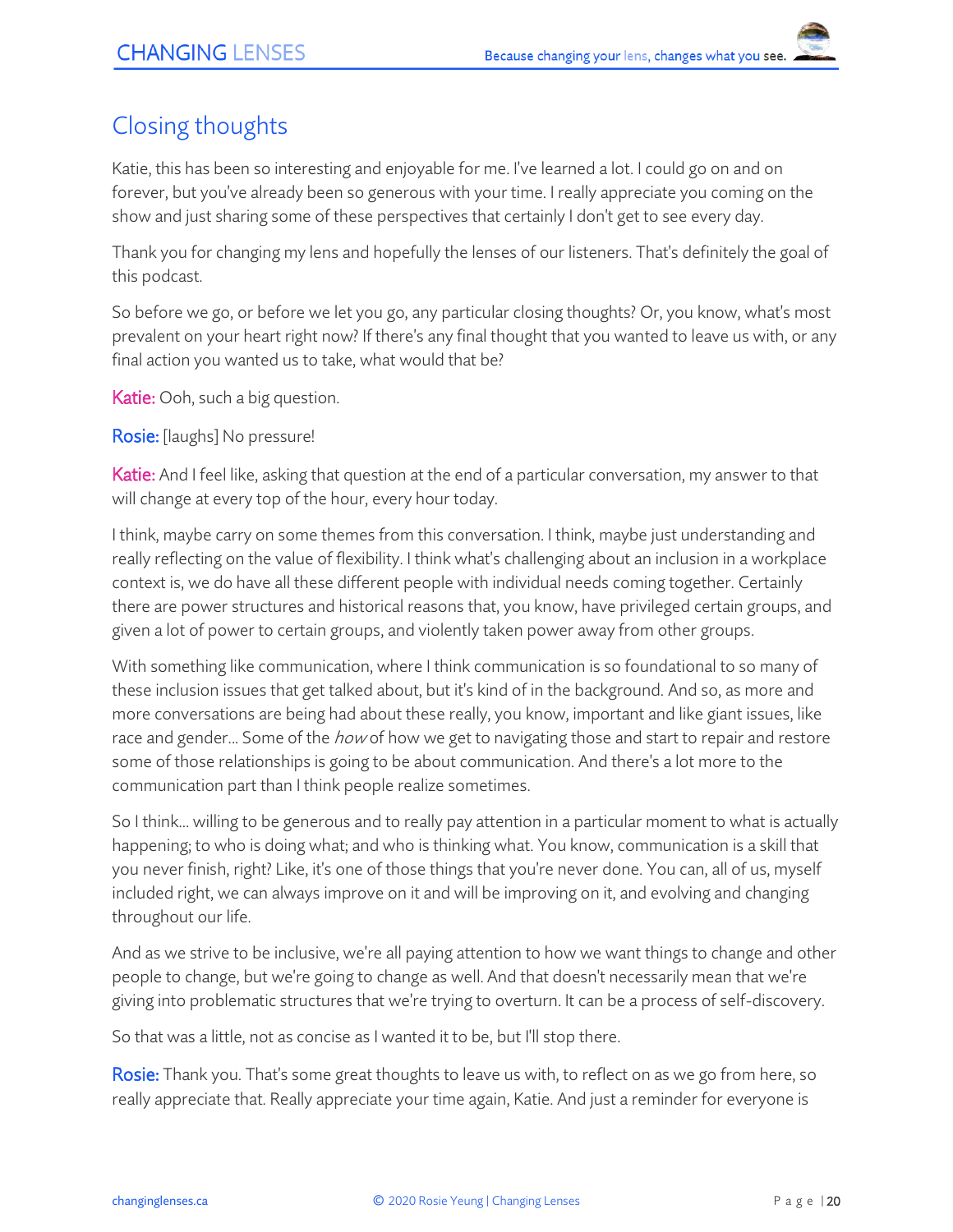## Closing thoughts

Katie, this has been so interesting and enjoyable for me. I've learned a lot. I could go on and on forever, but you've already been so generous with your time. I really appreciate you coming on the show and just sharing some of these perspectives that certainly I don't get to see every day.

Thank you for changing my lens and hopefully the lenses of our listeners. That's definitely the goal of this podcast.

So before we go, or before we let you go, any particular closing thoughts? Or, you know, what's most prevalent on your heart right now? If there's any final thought that you wanted to leave us with, or any final action you wanted us to take, what would that be?

Katie: Ooh, such a big question.

Rosie: [laughs] No pressure!

Katie: And I feel like, asking that question at the end of a particular conversation, my answer to that will change at every top of the hour, every hour today.

I think, maybe carry on some themes from this conversation. I think, maybe just understanding and really reflecting on the value of flexibility. I think what's challenging about an inclusion in a workplace context is, we do have all these different people with individual needs coming together. Certainly there are power structures and historical reasons that, you know, have privileged certain groups, and given a lot of power to certain groups, and violently taken power away from other groups.

With something like communication, where I think communication is so foundational to so many of these inclusion issues that get talked about, but it's kind of in the background. And so, as more and more conversations are being had about these really, you know, important and like giant issues, like race and gender... Some of the *how* of how we get to navigating those and start to repair and restore some of those relationships is going to be about communication. And there's a lot more to the communication part than I think people realize sometimes.

So I think... willing to be generous and to really pay attention in a particular moment to what is actually happening; to who is doing what; and who is thinking what. You know, communication is a skill that you never finish, right? Like, it's one of those things that you're never done. You can, all of us, myself included right, we can always improve on it and will be improving on it, and evolving and changing throughout our life.

And as we strive to be inclusive, we're all paying attention to how we want things to change and other people to change, but we're going to change as well. And that doesn't necessarily mean that we're giving into problematic structures that we're trying to overturn. It can be a process of self-discovery.

So that was a little, not as concise as I wanted it to be, but I'll stop there.

Rosie: Thank you. That's some great thoughts to leave us with, to reflect on as we go from here, so really appreciate that. Really appreciate your time again, Katie. And just a reminder for everyone is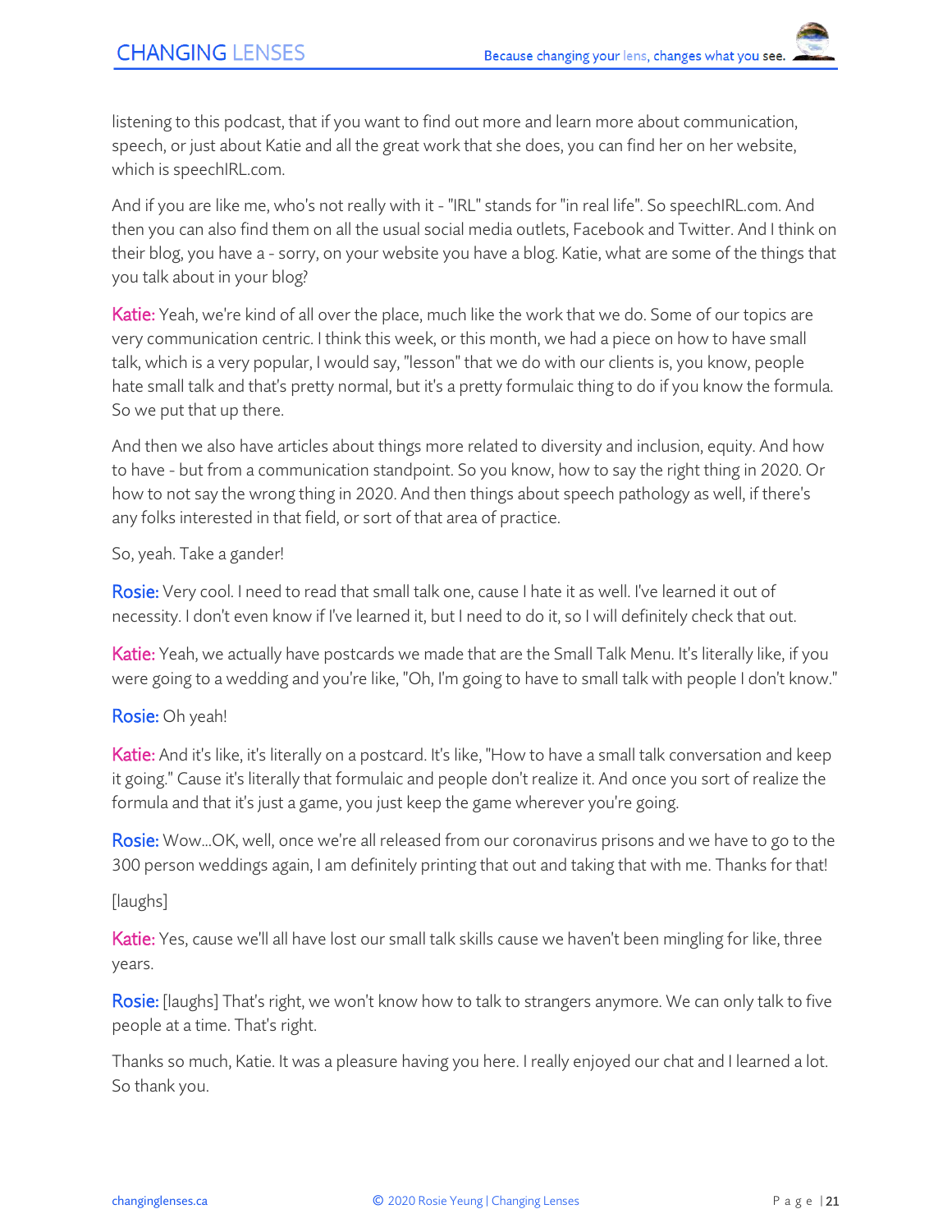listening to this podcast, that if you want to find out more and learn more about communication, speech, or just about Katie and all the great work that she does, you can find her on her website, which is speechIRL.com.

And if you are like me, who's not really with it - "IRL" stands for "in real life". So speechIRL.com. And then you can also find them on all the usual social media outlets, Facebook and Twitter. And I think on their blog, you have a - sorry, on your website you have a blog. Katie, what are some of the things that you talk about in your blog?

**Katie:** Yeah, we're kind of all over the place, much like the work that we do. Some of our topics are very communication centric. I think this week, or this month, we had a piece on how to have small talk, which is a very popular, I would say, "lesson" that we do with our clients is, you know, people hate small talk and that's pretty normal, but it's a pretty formulaic thing to do if you know the formula. So we put that up there.

And then we also have articles about things more related to diversity and inclusion, equity. And how to have - but from a communication standpoint. So you know, how to say the right thing in 2020. Or how to not say the wrong thing in 2020. And then things about speech pathology as well, if there's any folks interested in that field, or sort of that area of practice.

So, yeah. Take a gander!

**Rosie:** Very cool. I need to read that small talk one, cause I hate it as well. I've learned it out of necessity. I don't even know if I've learned it, but I need to do it, so I will definitely check that out.

**Katie:** Yeah, we actually have postcards we made that are the Small Talk Menu. It's literally like, if you were going to a wedding and you're like, "Oh, I'm going to have to small talk with people I don't know."

**Rosie:** Oh yeah!

**Katie:** And it's like, it's literally on a postcard. It's like, "How to have a small talk conversation and keep it going." Cause it's literally that formulaic and people don't realize it. And once you sort of realize the formula and that it's just a game, you just keep the game wherever you're going.

**Rosie:** Wow...OK, well, once we're all released from our coronavirus prisons and we have to go to the 300 person weddings again, I am definitely printing that out and taking that with me. Thanks for that!

[laughs]

**Katie:** Yes, cause we'll all have lost our small talk skills cause we haven't been mingling for like, three years.

**Rosie:** [laughs] That's right, we won't know how to talk to strangers anymore. We can only talk to five people at a time. That's right.

Thanks so much, Katie. It was a pleasure having you here. I really enjoyed our chat and I learned a lot. So thank you.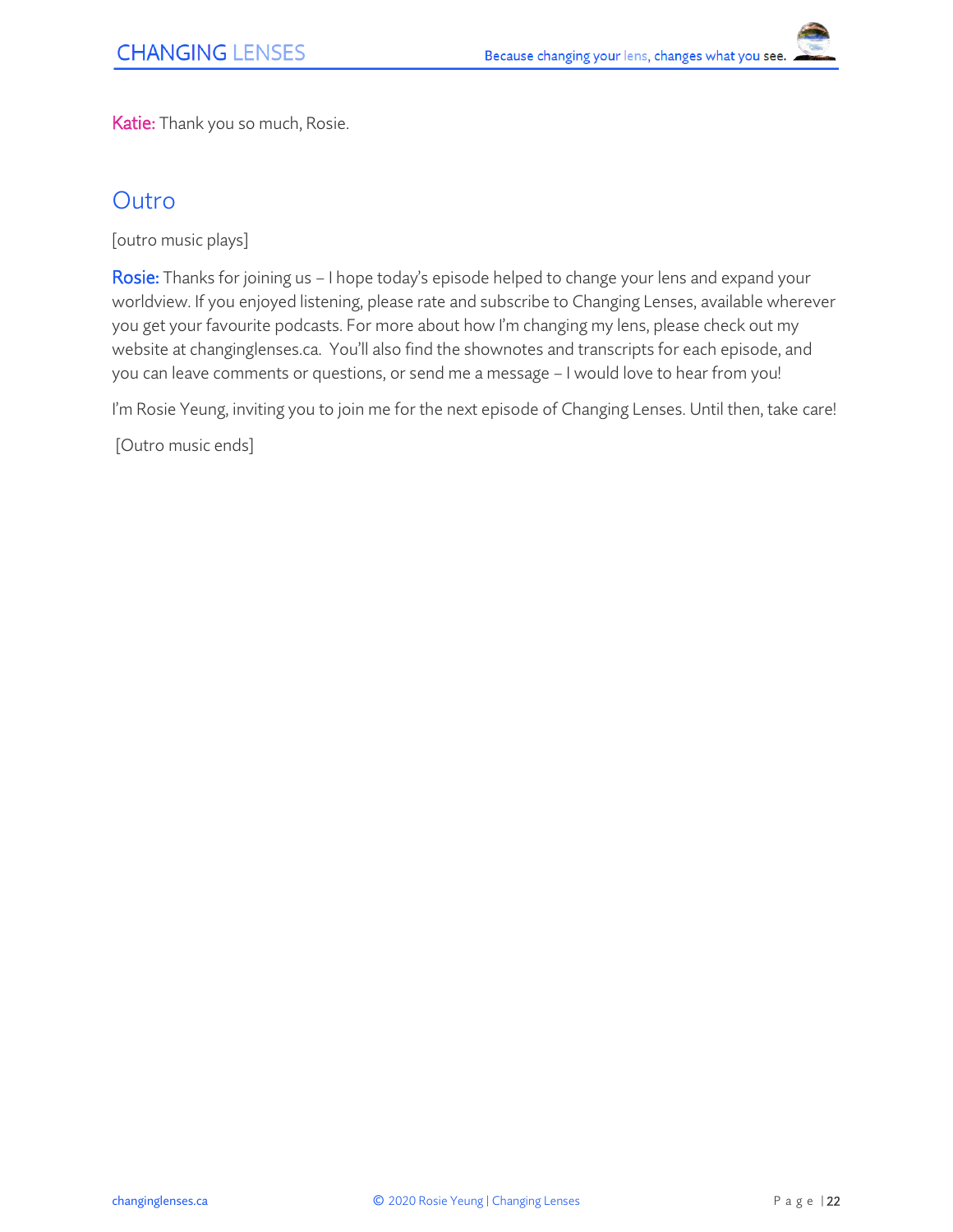**Katie:** Thank you so much, Rosie.

## Outro

[outro music plays]

**Rosie:** Thanks for joining us – I hope today's episode helped to change your lens and expand your worldview. If you enjoyed listening, please rate and subscribe to Changing Lenses, available wherever you get your favourite podcasts. For more about how I'm changing my lens, please check out my website at changinglenses.ca. You'll also find the shownotes and transcripts for each episode, and you can leave comments or questions, or send me a message – I would love to hear from you!

I'm Rosie Yeung, inviting you to join me for the next episode of Changing Lenses. Until then, take care!

[Outro music ends]